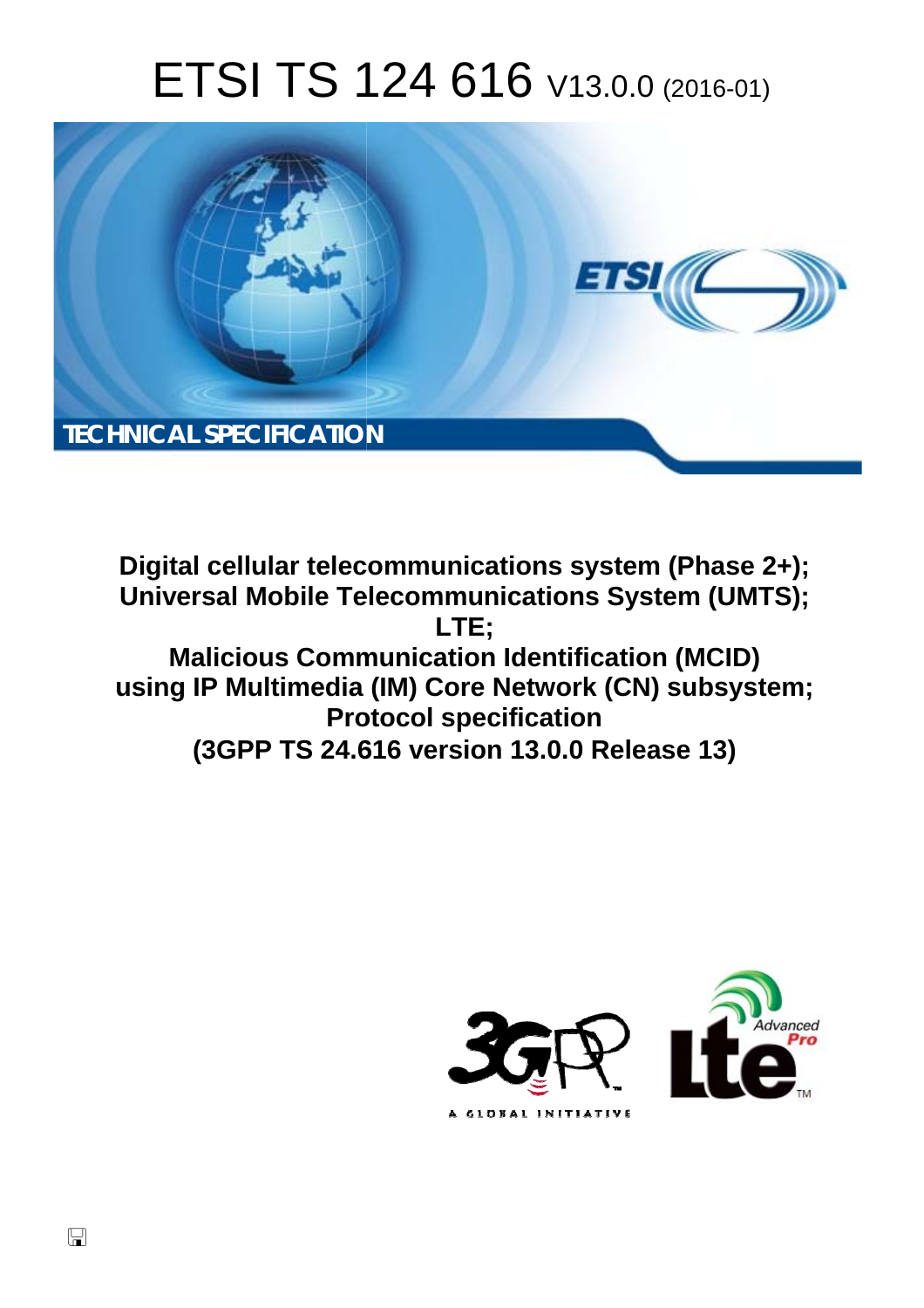# ETSI TS 124 616 V13.0.0 (2016-01)

TECHNICAL SPECIFICATION

**Digital cellular telecommunications system (Phase 2+); Universal Mobile Telecommunications System (UMTS); LTE; Malicious Communication Identification (MCID) using IP Multimedia (IM) Core Network (CN) subsystem; Protocol specification (3GPP TS 24.616 version 13.0.0 Release 13)**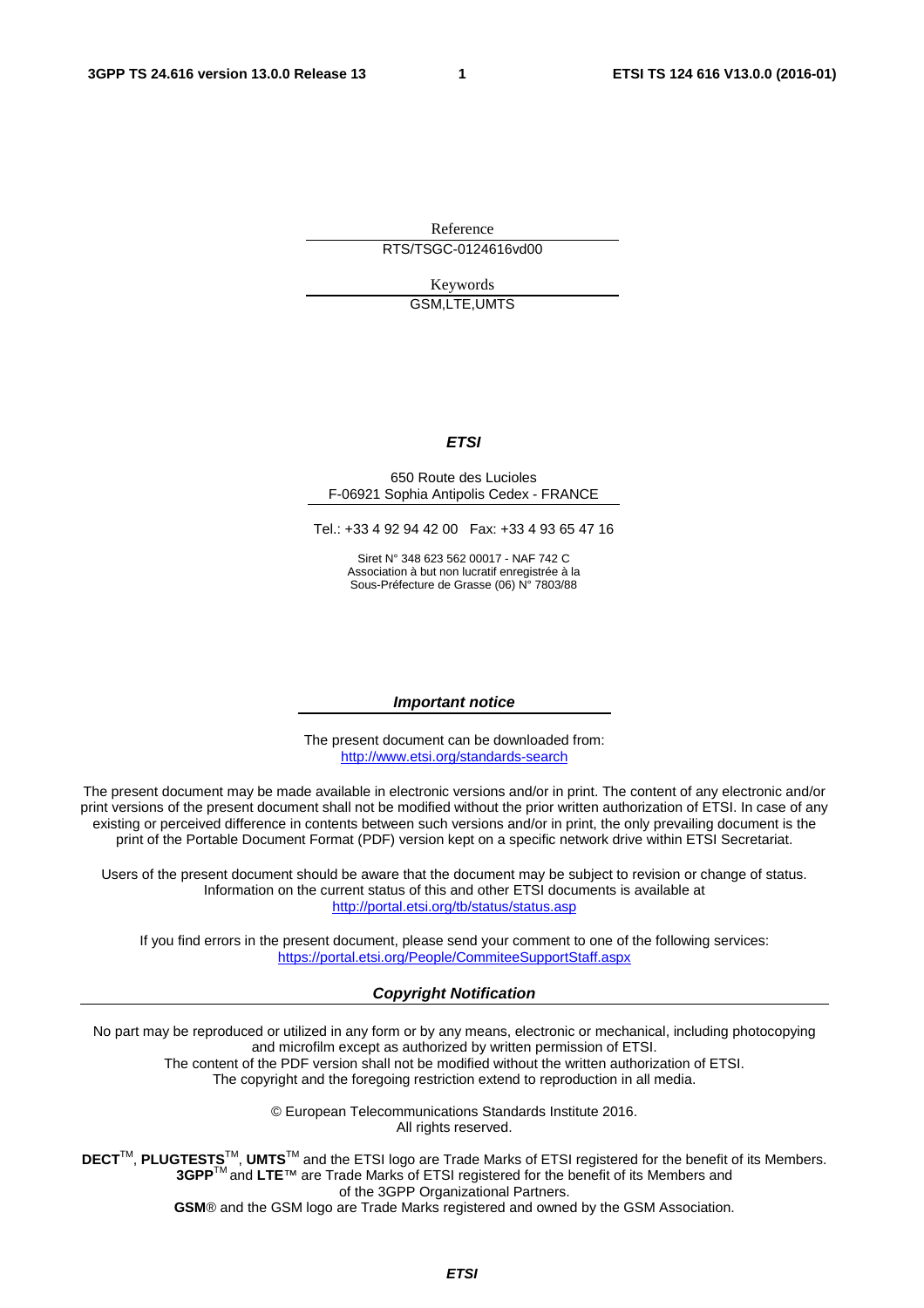Reference

RTS/TSGC-0124616vd00

Keywords

GSM,LTE,UMTS

***ETSI***

650 Route des Lucioles
F-06921 Sophia Antipolis Cedex - FRANCE

Tel.: +33 4 92 94 42 00 Fax: +33 4 93 65 47 16

Siret N° 348 623 562 00017 - NAF 742 C
Association à but non lucratif enregistrée à la
Sous-Préfecture de Grasse (06) N° 7803/88

***Important notice***

The present document can be downloaded from:
http://www.etsi.org/standards-search

The present document may be made available in electronic versions and/or in print. The content of any electronic and/or print versions of the present document shall not be modified without the prior written authorization of ETSI. In case of any existing or perceived difference in contents between such versions and/or in print, the only prevailing document is the print of the Portable Document Format (PDF) version kept on a specific network drive within ETSI Secretariat.

Users of the present document should be aware that the document may be subject to revision or change of status. Information on the current status of this and other ETSI documents is available at
http://portal.etsi.org/tb/status/status.asp

If you find errors in the present document, please send your comment to one of the following services:
https://portal.etsi.org/People/CommiteeSupportStaff.aspx

***Copyright Notification***

No part may be reproduced or utilized in any form or by any means, electronic or mechanical, including photocopying and microfilm except as authorized by written permission of ETSI.
The content of the PDF version shall not be modified without the written authorization of ETSI.
The copyright and the foregoing restriction extend to reproduction in all media.

© European Telecommunications Standards Institute 2016.
All rights reserved.

**DECT**™, **PLUGTESTS**™, **UMTS**™ and the ETSI logo are Trade Marks of ETSI registered for the benefit of its Members.
**3GPP**™ and **LTE**™ are Trade Marks of ETSI registered for the benefit of its Members and of the 3GPP Organizational Partners.
**GSM**® and the GSM logo are Trade Marks registered and owned by the GSM Association.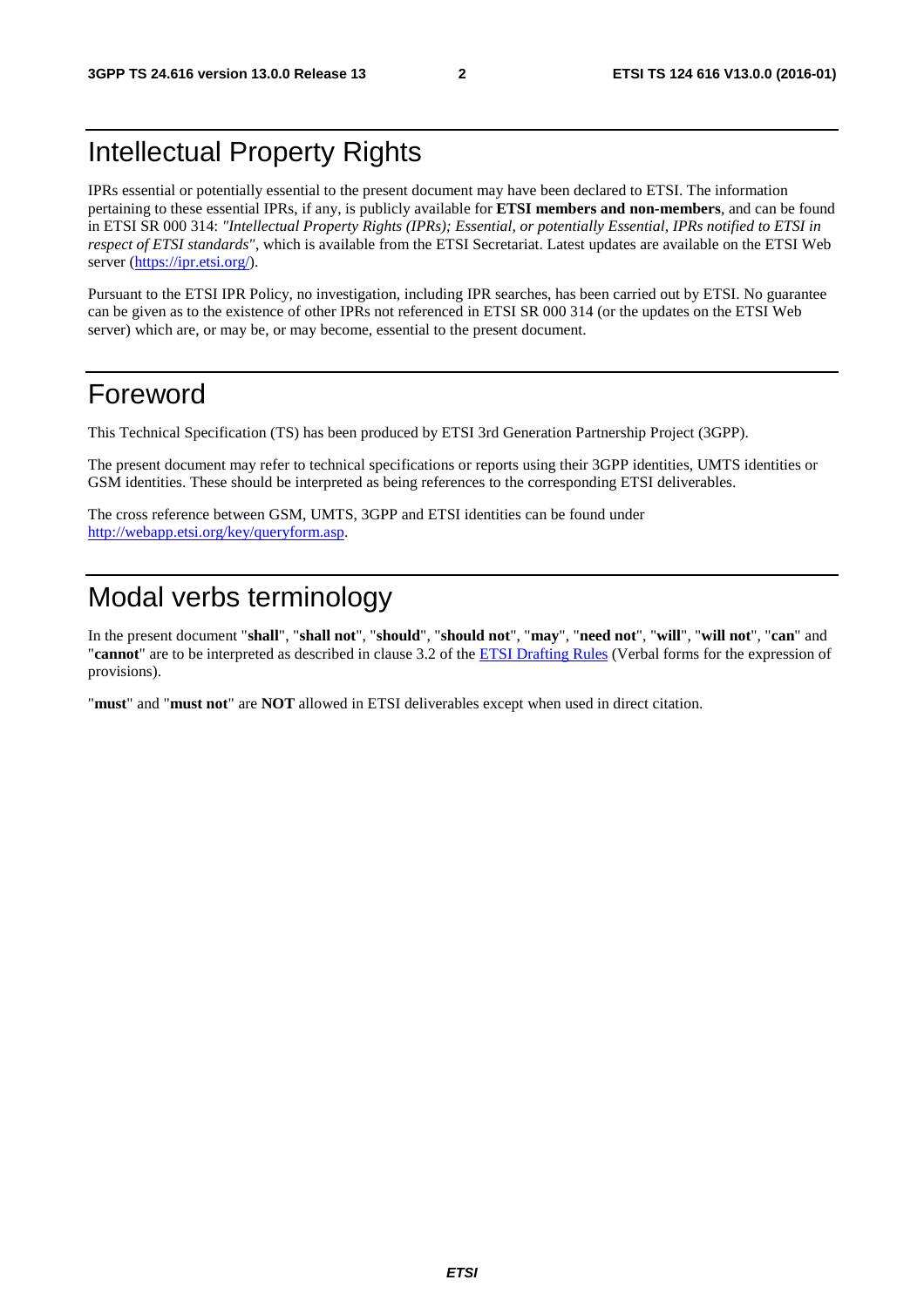# Intellectual Property Rights

IPRs essential or potentially essential to the present document may have been declared to ETSI. The information pertaining to these essential IPRs, if any, is publicly available for **ETSI members and non-members**, and can be found in ETSI SR 000 314: *"Intellectual Property Rights (IPRs); Essential, or potentially Essential, IPRs notified to ETSI in respect of ETSI standards"*, which is available from the ETSI Secretariat. Latest updates are available on the ETSI Web server (https://ipr.etsi.org/).

Pursuant to the ETSI IPR Policy, no investigation, including IPR searches, has been carried out by ETSI. No guarantee can be given as to the existence of other IPRs not referenced in ETSI SR 000 314 (or the updates on the ETSI Web server) which are, or may be, or may become, essential to the present document.

# Foreword

This Technical Specification (TS) has been produced by ETSI 3rd Generation Partnership Project (3GPP).

The present document may refer to technical specifications or reports using their 3GPP identities, UMTS identities or GSM identities. These should be interpreted as being references to the corresponding ETSI deliverables.

The cross reference between GSM, UMTS, 3GPP and ETSI identities can be found under http://webapp.etsi.org/key/queryform.asp.

# Modal verbs terminology

In the present document "**shall**", "**shall not**", "**should**", "**should not**", "**may**", "**need not**", "**will**", "**will not**", "**can**" and "**cannot**" are to be interpreted as described in clause 3.2 of the ETSI Drafting Rules (Verbal forms for the expression of provisions).

"**must**" and "**must not**" are **NOT** allowed in ETSI deliverables except when used in direct citation.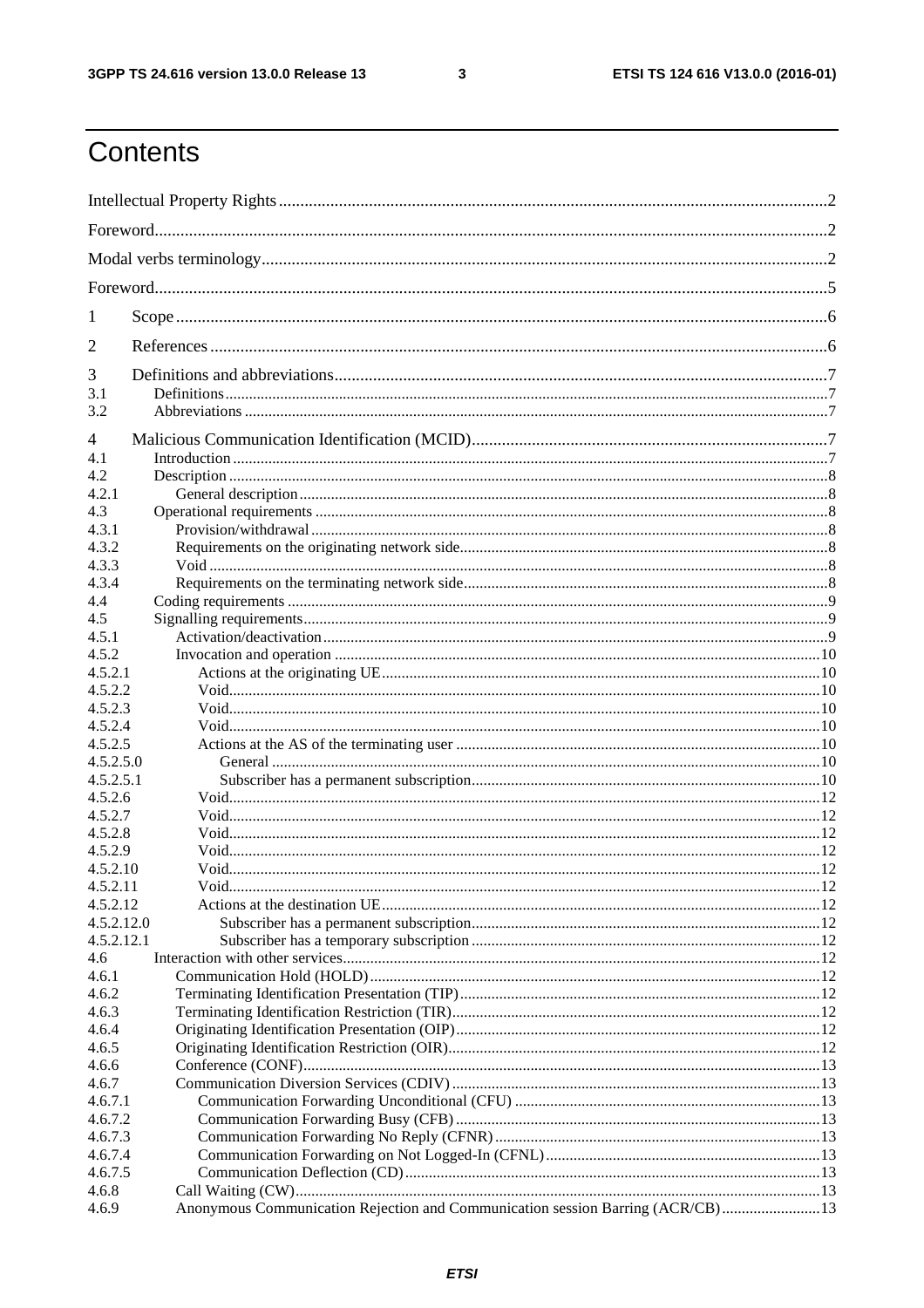# Contents

Intellectual Property Rights ....... 2

Foreword ....... 2

Modal verbs terminology ....... 2

Foreword ....... 5

1 Scope ....... 6

2 References ....... 6

3 Definitions and abbreviations ....... 7
- 3.1 Definitions ....... 7
- 3.2 Abbreviations ....... 7

4 Malicious Communication Identification (MCID) ....... 7
- 4.1 Introduction ....... 7
- 4.2 Description ....... 8
  - 4.2.1 General description ....... 8
- 4.3 Operational requirements ....... 8
  - 4.3.1 Provision/withdrawal ....... 8
  - 4.3.2 Requirements on the originating network side ....... 8
  - 4.3.3 Void ....... 8
  - 4.3.4 Requirements on the terminating network side ....... 8
- 4.4 Coding requirements ....... 9
- 4.5 Signalling requirements ....... 9
  - 4.5.1 Activation/deactivation ....... 9
  - 4.5.2 Invocation and operation ....... 10
    - 4.5.2.1 Actions at the originating UE ....... 10
    - 4.5.2.2 Void ....... 10
    - 4.5.2.3 Void ....... 10
    - 4.5.2.4 Void ....... 10
    - 4.5.2.5 Actions at the AS of the terminating user ....... 10
      - 4.5.2.5.0 General ....... 10
      - 4.5.2.5.1 Subscriber has a permanent subscription ....... 10
    - 4.5.2.6 Void ....... 12
    - 4.5.2.7 Void ....... 12
    - 4.5.2.8 Void ....... 12
    - 4.5.2.9 Void ....... 12
    - 4.5.2.10 Void ....... 12
    - 4.5.2.11 Void ....... 12
    - 4.5.2.12 Actions at the destination UE ....... 12
      - 4.5.2.12.0 Subscriber has a permanent subscription ....... 12
      - 4.5.2.12.1 Subscriber has a temporary subscription ....... 12
- 4.6 Interaction with other services ....... 12
  - 4.6.1 Communication Hold (HOLD) ....... 12
  - 4.6.2 Terminating Identification Presentation (TIP) ....... 12
  - 4.6.3 Terminating Identification Restriction (TIR) ....... 12
  - 4.6.4 Originating Identification Presentation (OIP) ....... 12
  - 4.6.5 Originating Identification Restriction (OIR) ....... 12
  - 4.6.6 Conference (CONF) ....... 13
  - 4.6.7 Communication Diversion Services (CDIV) ....... 13
    - 4.6.7.1 Communication Forwarding Unconditional (CFU) ....... 13
    - 4.6.7.2 Communication Forwarding Busy (CFB) ....... 13
    - 4.6.7.3 Communication Forwarding No Reply (CFNR) ....... 13
    - 4.6.7.4 Communication Forwarding on Not Logged-In (CFNL) ....... 13
    - 4.6.7.5 Communication Deflection (CD) ....... 13
  - 4.6.8 Call Waiting (CW) ....... 13
  - 4.6.9 Anonymous Communication Rejection and Communication session Barring (ACR/CB) ....... 13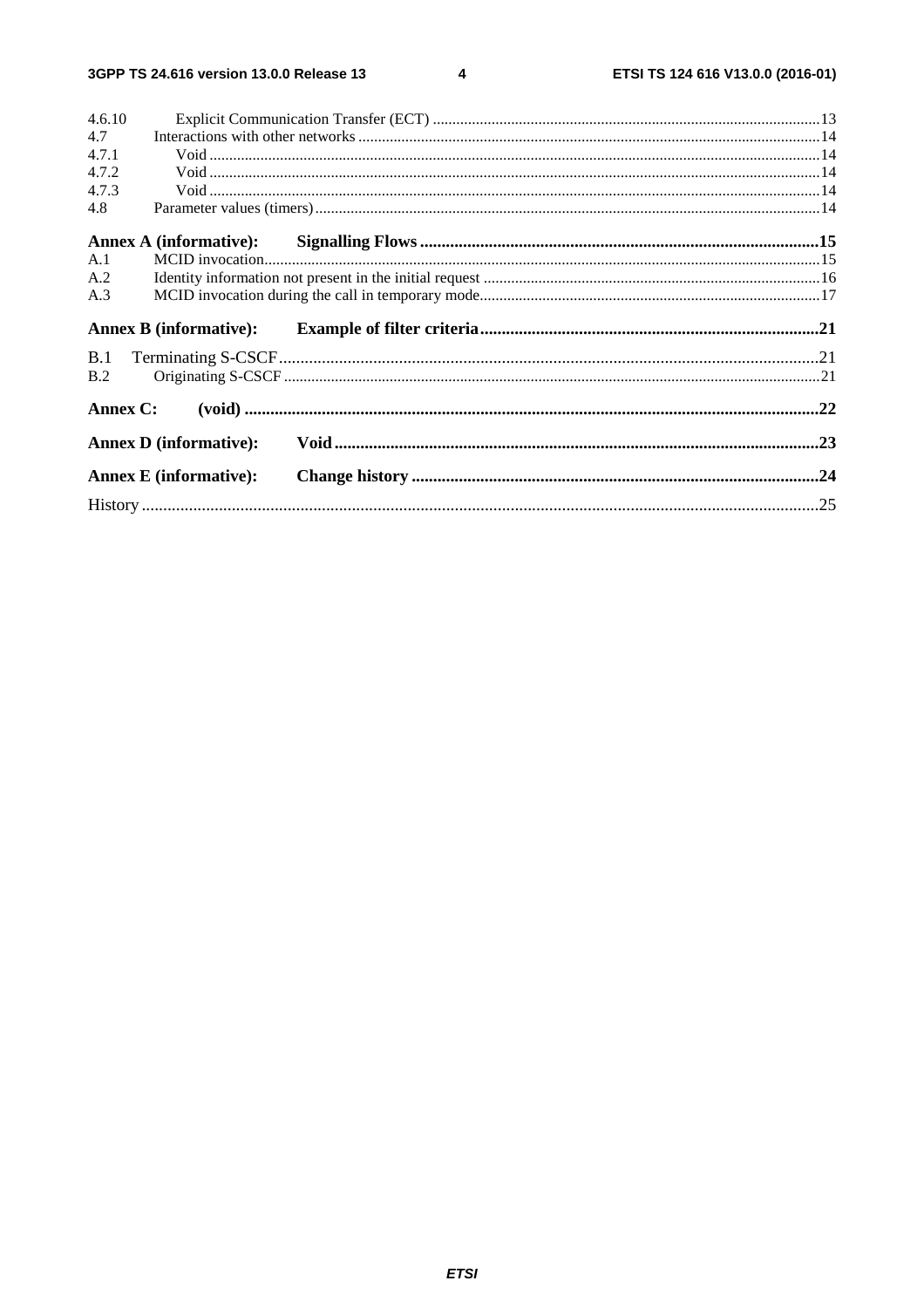4.6.10 Explicit Communication Transfer (ECT) ..... 13
4.7 Interactions with other networks ..... 14
4.7.1 Void ..... 14
4.7.2 Void ..... 14
4.7.3 Void ..... 14
4.8 Parameter values (timers) ..... 14

**Annex A (informative): Signalling Flows ..... 15**

A.1 MCID invocation ..... 15
A.2 Identity information not present in the initial request ..... 16
A.3 MCID invocation during the call in temporary mode ..... 17

**Annex B (informative): Example of filter criteria ..... 21**

B.1 Terminating S-CSCF ..... 21
B.2 Originating S-CSCF ..... 21

**Annex C: (void) ..... 22**

**Annex D (informative): Void ..... 23**

**Annex E (informative): Change history ..... 24**

History ..... 25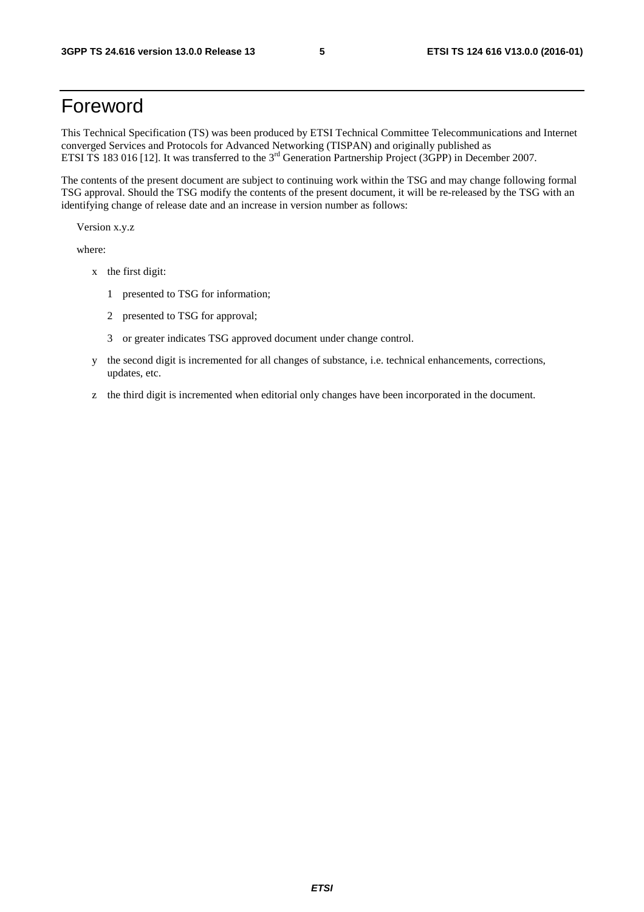# Foreword

This Technical Specification (TS) was been produced by ETSI Technical Committee Telecommunications and Internet converged Services and Protocols for Advanced Networking (TISPAN) and originally published as ETSI TS 183 016 [12]. It was transferred to the 3rd Generation Partnership Project (3GPP) in December 2007.

The contents of the present document are subject to continuing work within the TSG and may change following formal TSG approval. Should the TSG modify the contents of the present document, it will be re-released by the TSG with an identifying change of release date and an increase in version number as follows:

Version x.y.z

where:

- x the first digit:
  - 1 presented to TSG for information;
  - 2 presented to TSG for approval;
  - 3 or greater indicates TSG approved document under change control.
- y the second digit is incremented for all changes of substance, i.e. technical enhancements, corrections, updates, etc.
- z the third digit is incremented when editorial only changes have been incorporated in the document.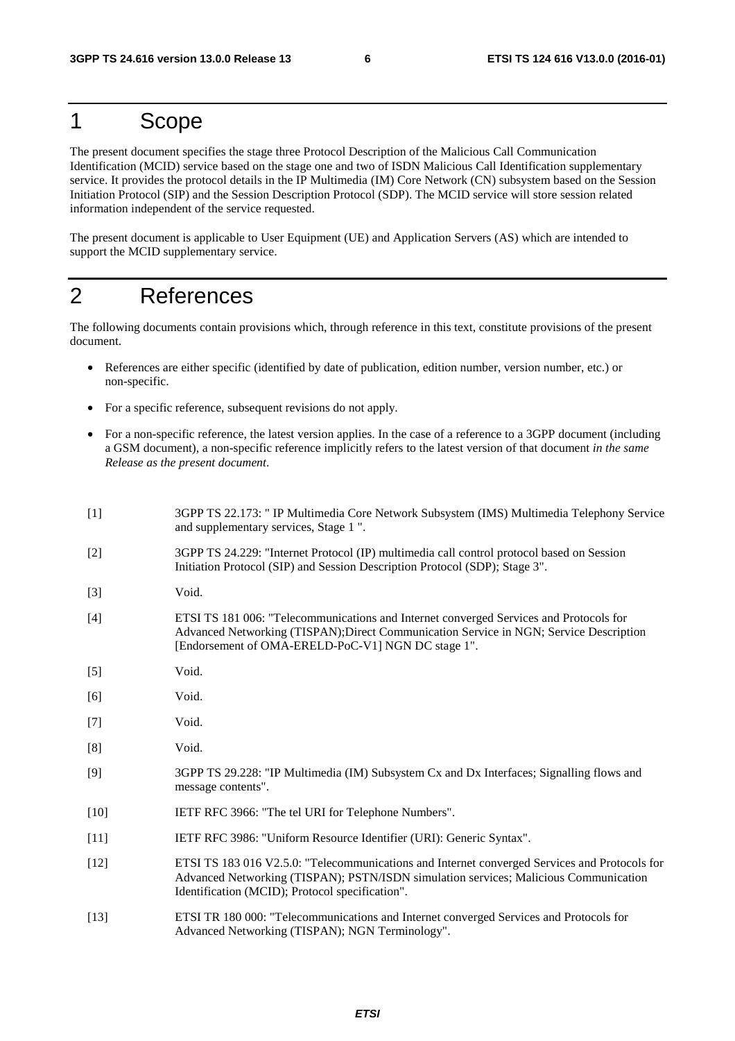# 1 Scope

The present document specifies the stage three Protocol Description of the Malicious Call Communication Identification (MCID) service based on the stage one and two of ISDN Malicious Call Identification supplementary service. It provides the protocol details in the IP Multimedia (IM) Core Network (CN) subsystem based on the Session Initiation Protocol (SIP) and the Session Description Protocol (SDP). The MCID service will store session related information independent of the service requested.

The present document is applicable to User Equipment (UE) and Application Servers (AS) which are intended to support the MCID supplementary service.

# 2 References

The following documents contain provisions which, through reference in this text, constitute provisions of the present document.

- References are either specific (identified by date of publication, edition number, version number, etc.) or non-specific.
- For a specific reference, subsequent revisions do not apply.
- For a non-specific reference, the latest version applies. In the case of a reference to a 3GPP document (including a GSM document), a non-specific reference implicitly refers to the latest version of that document *in the same Release as the present document*.

[1] 3GPP TS 22.173: " IP Multimedia Core Network Subsystem (IMS) Multimedia Telephony Service and supplementary services, Stage 1 ".

[2] 3GPP TS 24.229: "Internet Protocol (IP) multimedia call control protocol based on Session Initiation Protocol (SIP) and Session Description Protocol (SDP); Stage 3".

[3] Void.

[4] ETSI TS 181 006: "Telecommunications and Internet converged Services and Protocols for Advanced Networking (TISPAN);Direct Communication Service in NGN; Service Description [Endorsement of OMA-ERELD-PoC-V1] NGN DC stage 1".

[5] Void.

[6] Void.

[7] Void.

[8] Void.

[9] 3GPP TS 29.228: "IP Multimedia (IM) Subsystem Cx and Dx Interfaces; Signalling flows and message contents".

[10] IETF RFC 3966: "The tel URI for Telephone Numbers".

[11] IETF RFC 3986: "Uniform Resource Identifier (URI): Generic Syntax".

[12] ETSI TS 183 016 V2.5.0: "Telecommunications and Internet converged Services and Protocols for Advanced Networking (TISPAN); PSTN/ISDN simulation services; Malicious Communication Identification (MCID); Protocol specification".

[13] ETSI TR 180 000: "Telecommunications and Internet converged Services and Protocols for Advanced Networking (TISPAN); NGN Terminology".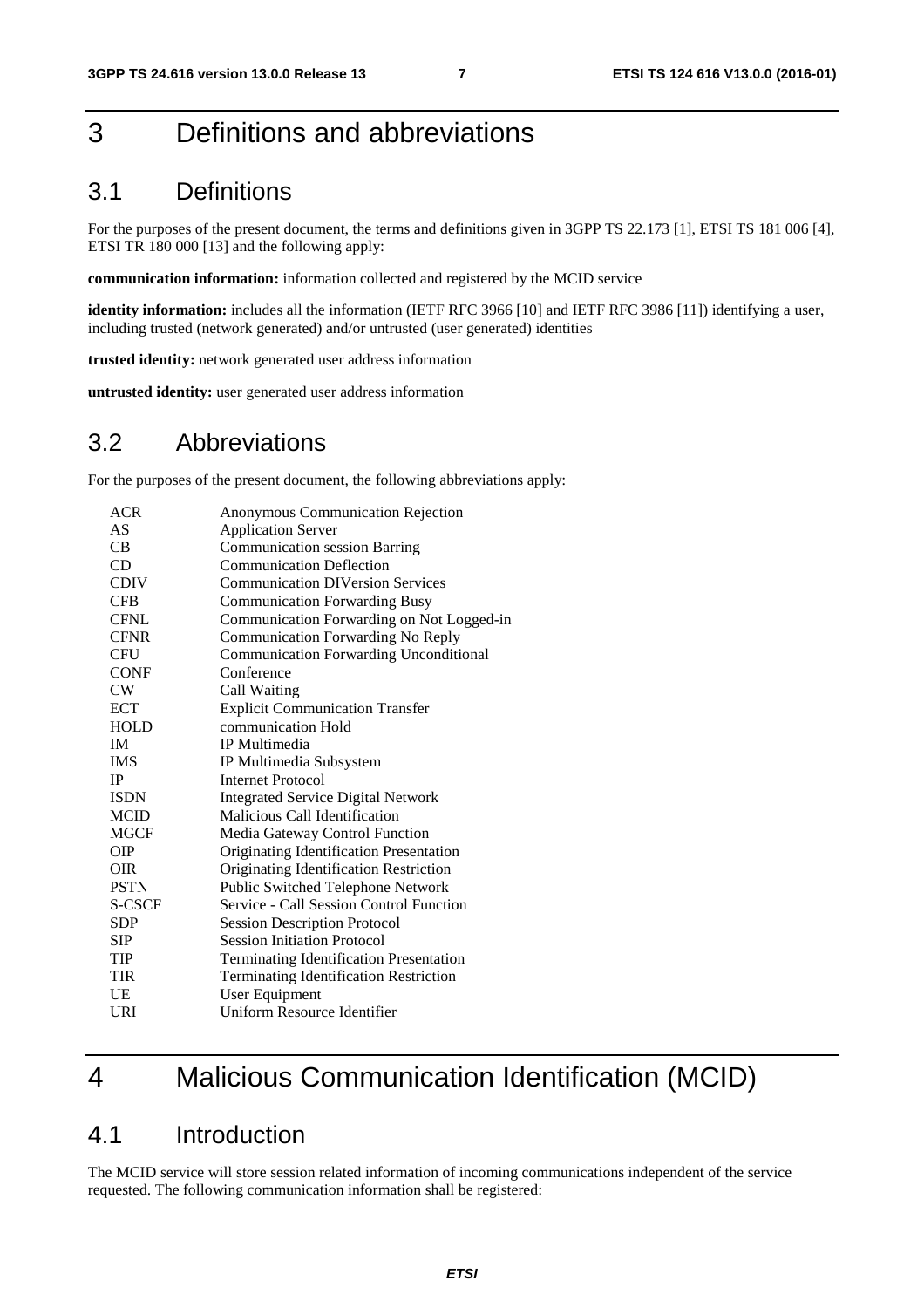# 3 Definitions and abbreviations

## 3.1 Definitions

For the purposes of the present document, the terms and definitions given in 3GPP TS 22.173 [1], ETSI TS 181 006 [4], ETSI TR 180 000 [13] and the following apply:

**communication information:** information collected and registered by the MCID service

**identity information:** includes all the information (IETF RFC 3966 [10] and IETF RFC 3986 [11]) identifying a user, including trusted (network generated) and/or untrusted (user generated) identities

**trusted identity:** network generated user address information

**untrusted identity:** user generated user address information

## 3.2 Abbreviations

For the purposes of the present document, the following abbreviations apply:

| | |
|---|---|
| ACR | Anonymous Communication Rejection |
| AS | Application Server |
| CB | Communication session Barring |
| CD | Communication Deflection |
| CDIV | Communication DIVersion Services |
| CFB | Communication Forwarding Busy |
| CFNL | Communication Forwarding on Not Logged-in |
| CFNR | Communication Forwarding No Reply |
| CFU | Communication Forwarding Unconditional |
| CONF | Conference |
| CW | Call Waiting |
| ECT | Explicit Communication Transfer |
| HOLD | communication Hold |
| IM | IP Multimedia |
| IMS | IP Multimedia Subsystem |
| IP | Internet Protocol |
| ISDN | Integrated Service Digital Network |
| MCID | Malicious Call Identification |
| MGCF | Media Gateway Control Function |
| OIP | Originating Identification Presentation |
| OIR | Originating Identification Restriction |
| PSTN | Public Switched Telephone Network |
| S-CSCF | Service - Call Session Control Function |
| SDP | Session Description Protocol |
| SIP | Session Initiation Protocol |
| TIP | Terminating Identification Presentation |
| TIR | Terminating Identification Restriction |
| UE | User Equipment |
| URI | Uniform Resource Identifier |

# 4 Malicious Communication Identification (MCID)

## 4.1 Introduction

The MCID service will store session related information of incoming communications independent of the service requested. The following communication information shall be registered: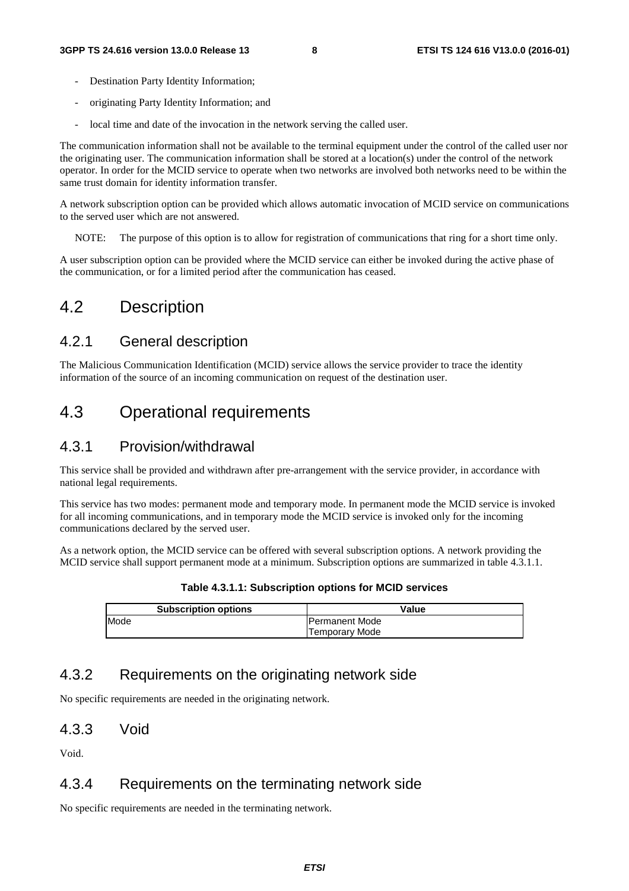- Destination Party Identity Information;
- originating Party Identity Information; and
- local time and date of the invocation in the network serving the called user.

The communication information shall not be available to the terminal equipment under the control of the called user nor the originating user. The communication information shall be stored at a location(s) under the control of the network operator. In order for the MCID service to operate when two networks are involved both networks need to be within the same trust domain for identity information transfer.

A network subscription option can be provided which allows automatic invocation of MCID service on communications to the served user which are not answered.

NOTE: The purpose of this option is to allow for registration of communications that ring for a short time only.

A user subscription option can be provided where the MCID service can either be invoked during the active phase of the communication, or for a limited period after the communication has ceased.

## 4.2 Description

### 4.2.1 General description

The Malicious Communication Identification (MCID) service allows the service provider to trace the identity information of the source of an incoming communication on request of the destination user.

## 4.3 Operational requirements

### 4.3.1 Provision/withdrawal

This service shall be provided and withdrawn after pre-arrangement with the service provider, in accordance with national legal requirements.

This service has two modes: permanent mode and temporary mode. In permanent mode the MCID service is invoked for all incoming communications, and in temporary mode the MCID service is invoked only for the incoming communications declared by the served user.

As a network option, the MCID service can be offered with several subscription options. A network providing the MCID service shall support permanent mode at a minimum. Subscription options are summarized in table 4.3.1.1.

**Table 4.3.1.1: Subscription options for MCID services**

| Subscription options | Value |
|---|---|
| Mode | Permanent Mode<br>Temporary Mode |

### 4.3.2 Requirements on the originating network side

No specific requirements are needed in the originating network.

### 4.3.3 Void

Void.

### 4.3.4 Requirements on the terminating network side

No specific requirements are needed in the terminating network.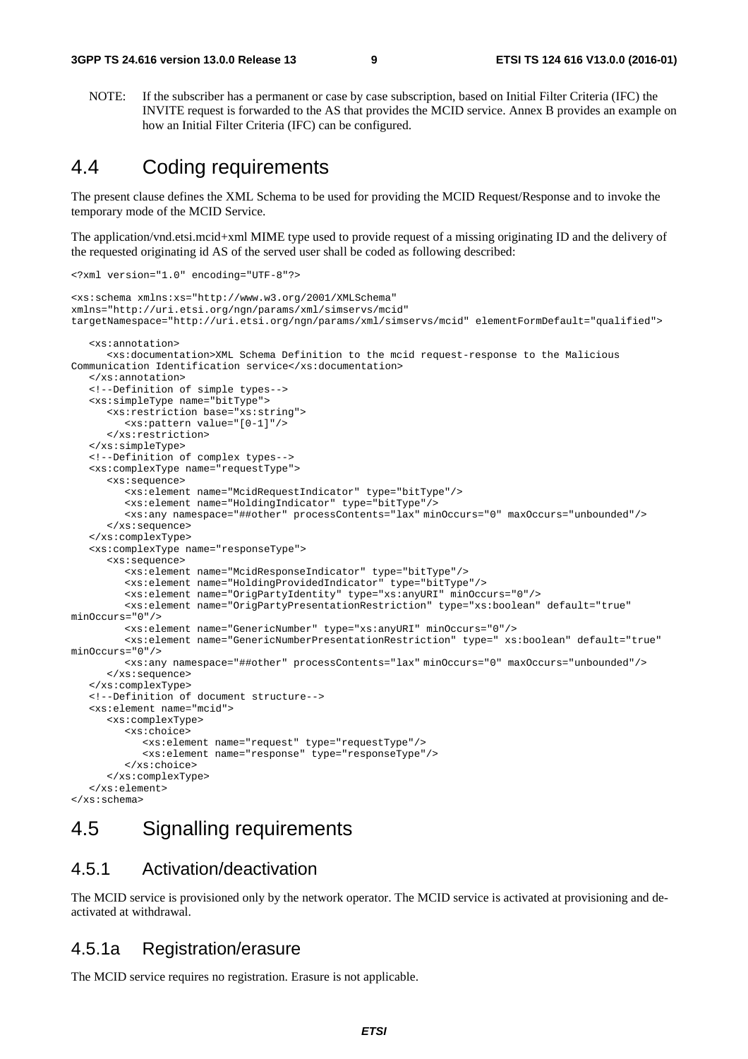NOTE: If the subscriber has a permanent or case by case subscription, based on Initial Filter Criteria (IFC) the INVITE request is forwarded to the AS that provides the MCID service. Annex B provides an example on how an Initial Filter Criteria (IFC) can be configured.

## 4.4 Coding requirements

The present clause defines the XML Schema to be used for providing the MCID Request/Response and to invoke the temporary mode of the MCID Service.

The application/vnd.etsi.mcid+xml MIME type used to provide request of a missing originating ID and the delivery of the requested originating id AS of the served user shall be coded as following described:

```
<?xml version="1.0" encoding="UTF-8"?>

<xs:schema xmlns:xs="http://www.w3.org/2001/XMLSchema"
xmlns="http://uri.etsi.org/ngn/params/xml/simservs/mcid"
targetNamespace="http://uri.etsi.org/ngn/params/xml/simservs/mcid" elementFormDefault="qualified">

   <xs:annotation>
      <xs:documentation>XML Schema Definition to the mcid request-response to the Malicious
Communication Identification service</xs:documentation>
   </xs:annotation>
   <!--Definition of simple types-->
   <xs:simpleType name="bitType">
      <xs:restriction base="xs:string">
         <xs:pattern value="[0-1]"/>
      </xs:restriction>
   </xs:simpleType>
   <!--Definition of complex types-->
   <xs:complexType name="requestType">
      <xs:sequence>
         <xs:element name="McidRequestIndicator" type="bitType"/>
         <xs:element name="HoldingIndicator" type="bitType"/>
         <xs:any namespace="##other" processContents="lax" minOccurs="0" maxOccurs="unbounded"/>
      </xs:sequence>
   </xs:complexType>
   <xs:complexType name="responseType">
      <xs:sequence>
         <xs:element name="McidResponseIndicator" type="bitType"/>
         <xs:element name="HoldingProvidedIndicator" type="bitType"/>
         <xs:element name="OrigPartyIdentity" type="xs:anyURI" minOccurs="0"/>
         <xs:element name="OrigPartyPresentationRestriction" type="xs:boolean" default="true"
minOccurs="0"/>
         <xs:element name="GenericNumber" type="xs:anyURI" minOccurs="0"/>
         <xs:element name="GenericNumberPresentationRestriction" type=" xs:boolean" default="true"
minOccurs="0"/>
         <xs:any namespace="##other" processContents="lax" minOccurs="0" maxOccurs="unbounded"/>
      </xs:sequence>
   </xs:complexType>
   <!--Definition of document structure-->
   <xs:element name="mcid">
      <xs:complexType>
         <xs:choice>
            <xs:element name="request" type="requestType"/>
            <xs:element name="response" type="responseType"/>
         </xs:choice>
      </xs:complexType>
   </xs:element>
</xs:schema>
```

## 4.5 Signalling requirements

### 4.5.1 Activation/deactivation

The MCID service is provisioned only by the network operator. The MCID service is activated at provisioning and de-activated at withdrawal.

### 4.5.1a Registration/erasure

The MCID service requires no registration. Erasure is not applicable.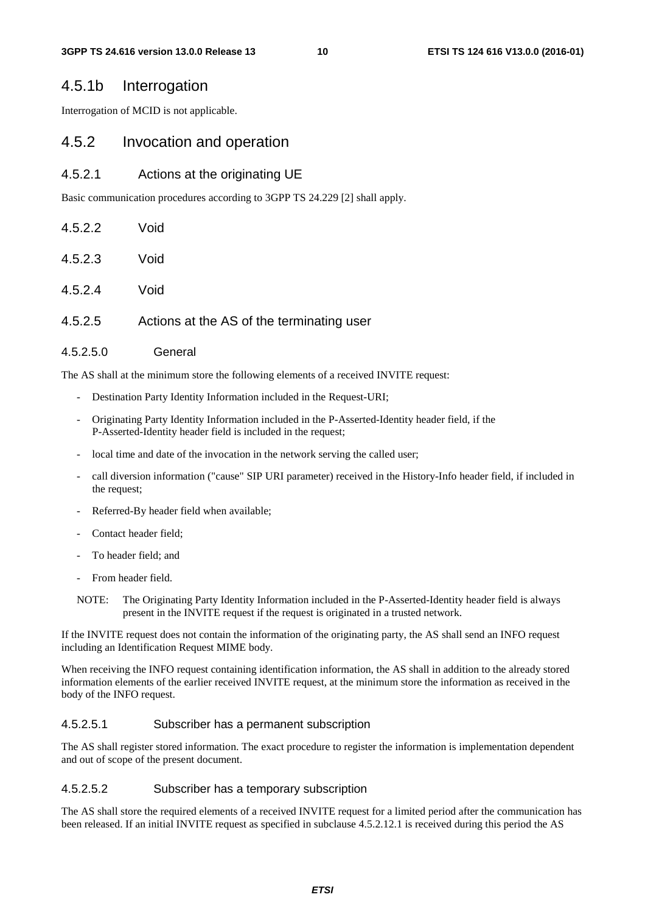### 4.5.1b Interrogation

Interrogation of MCID is not applicable.

## 4.5.2 Invocation and operation

### 4.5.2.1 Actions at the originating UE

Basic communication procedures according to 3GPP TS 24.229 [2] shall apply.

### 4.5.2.2 Void

### 4.5.2.3 Void

### 4.5.2.4 Void

### 4.5.2.5 Actions at the AS of the terminating user

#### 4.5.2.5.0 General

The AS shall at the minimum store the following elements of a received INVITE request:

- Destination Party Identity Information included in the Request-URI;
- Originating Party Identity Information included in the P-Asserted-Identity header field, if the P-Asserted-Identity header field is included in the request;
- local time and date of the invocation in the network serving the called user;
- call diversion information ("cause" SIP URI parameter) received in the History-Info header field, if included in the request;
- Referred-By header field when available;
- Contact header field;
- To header field; and
- From header field.

NOTE: The Originating Party Identity Information included in the P-Asserted-Identity header field is always present in the INVITE request if the request is originated in a trusted network.

If the INVITE request does not contain the information of the originating party, the AS shall send an INFO request including an Identification Request MIME body.

When receiving the INFO request containing identification information, the AS shall in addition to the already stored information elements of the earlier received INVITE request, at the minimum store the information as received in the body of the INFO request.

#### 4.5.2.5.1 Subscriber has a permanent subscription

The AS shall register stored information. The exact procedure to register the information is implementation dependent and out of scope of the present document.

#### 4.5.2.5.2 Subscriber has a temporary subscription

The AS shall store the required elements of a received INVITE request for a limited period after the communication has been released. If an initial INVITE request as specified in subclause 4.5.2.12.1 is received during this period the AS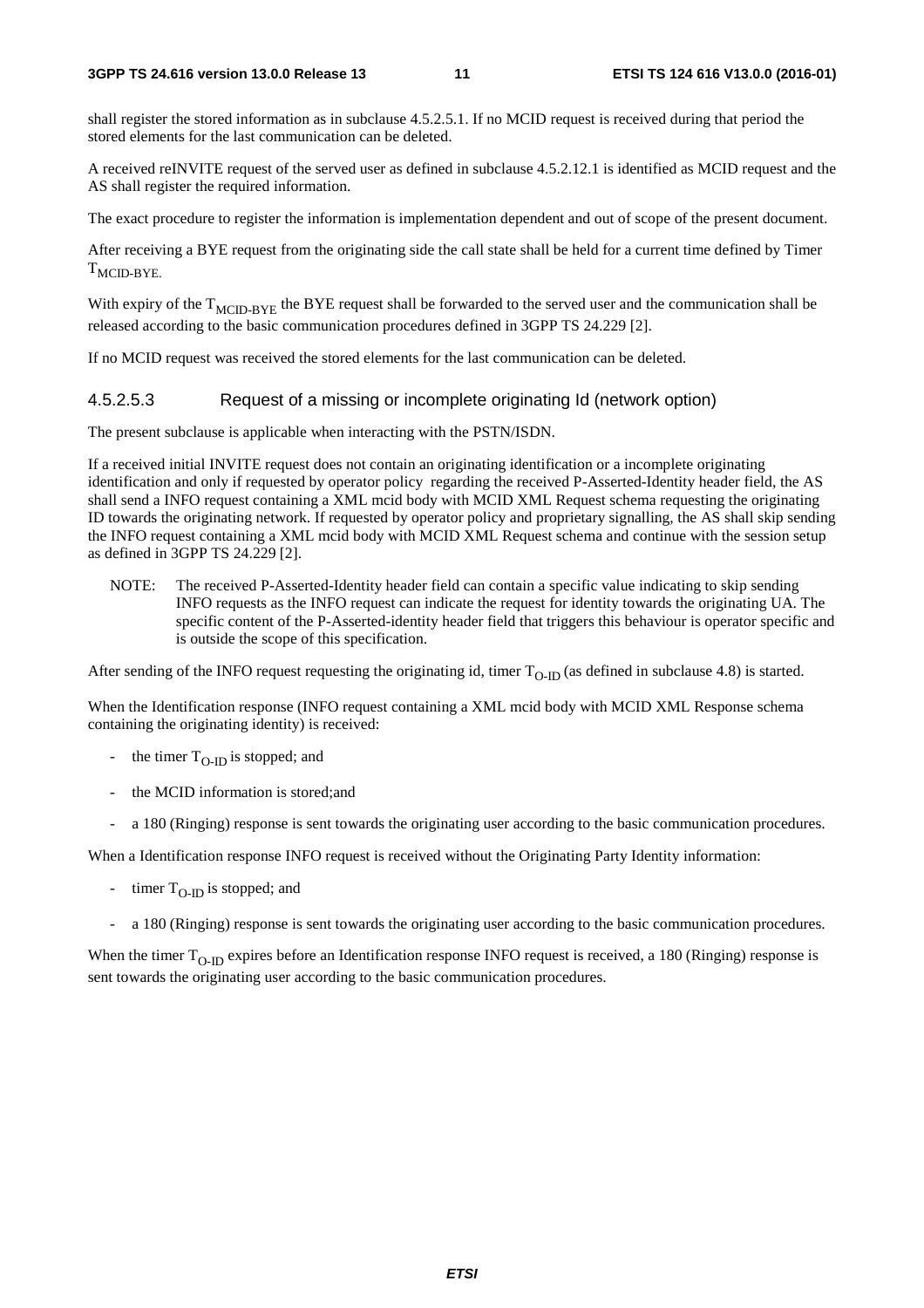shall register the stored information as in subclause 4.5.2.5.1. If no MCID request is received during that period the stored elements for the last communication can be deleted.

A received reINVITE request of the served user as defined in subclause 4.5.2.12.1 is identified as MCID request and the AS shall register the required information.

The exact procedure to register the information is implementation dependent and out of scope of the present document.

After receiving a BYE request from the originating side the call state shall be held for a current time defined by Timer $T_{MCID-BYE.}$

With expiry of the $T_{MCID-BYE}$ the BYE request shall be forwarded to the served user and the communication shall be released according to the basic communication procedures defined in 3GPP TS 24.229 [2].

If no MCID request was received the stored elements for the last communication can be deleted.

### 4.5.2.5.3 Request of a missing or incomplete originating Id (network option)

The present subclause is applicable when interacting with the PSTN/ISDN.

If a received initial INVITE request does not contain an originating identification or a incomplete originating identification and only if requested by operator policy regarding the received P-Asserted-Identity header field, the AS shall send a INFO request containing a XML mcid body with MCID XML Request schema requesting the originating ID towards the originating network. If requested by operator policy and proprietary signalling, the AS shall skip sending the INFO request containing a XML mcid body with MCID XML Request schema and continue with the session setup as defined in 3GPP TS 24.229 [2].

NOTE: The received P-Asserted-Identity header field can contain a specific value indicating to skip sending INFO requests as the INFO request can indicate the request for identity towards the originating UA. The specific content of the P-Asserted-identity header field that triggers this behaviour is operator specific and is outside the scope of this specification.

After sending of the INFO request requesting the originating id, timer $T_{O-ID}$ (as defined in subclause 4.8) is started.

When the Identification response (INFO request containing a XML mcid body with MCID XML Response schema containing the originating identity) is received:

- the timer $T_{O-ID}$ is stopped; and
- the MCID information is stored;and
- a 180 (Ringing) response is sent towards the originating user according to the basic communication procedures.

When a Identification response INFO request is received without the Originating Party Identity information:

- timer $T_{O-ID}$ is stopped; and
- a 180 (Ringing) response is sent towards the originating user according to the basic communication procedures.

When the timer $T_{O-ID}$ expires before an Identification response INFO request is received, a 180 (Ringing) response is sent towards the originating user according to the basic communication procedures.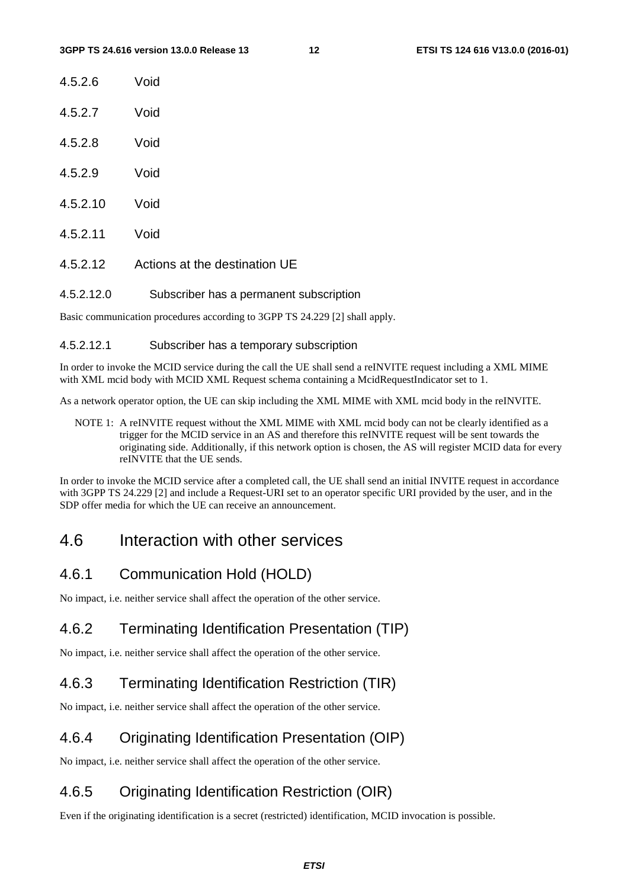#### 4.5.2.6 Void

#### 4.5.2.7 Void

#### 4.5.2.8 Void

#### 4.5.2.9 Void

#### 4.5.2.10 Void

#### 4.5.2.11 Void

#### 4.5.2.12 Actions at the destination UE

##### 4.5.2.12.0 Subscriber has a permanent subscription

Basic communication procedures according to 3GPP TS 24.229 [2] shall apply.

##### 4.5.2.12.1 Subscriber has a temporary subscription

In order to invoke the MCID service during the call the UE shall send a reINVITE request including a XML MIME with XML mcid body with MCID XML Request schema containing a McidRequestIndicator set to 1.

As a network operator option, the UE can skip including the XML MIME with XML mcid body in the reINVITE.

NOTE 1: A reINVITE request without the XML MIME with XML mcid body can not be clearly identified as a trigger for the MCID service in an AS and therefore this reINVITE request will be sent towards the originating side. Additionally, if this network option is chosen, the AS will register MCID data for every reINVITE that the UE sends.

In order to invoke the MCID service after a completed call, the UE shall send an initial INVITE request in accordance with 3GPP TS 24.229 [2] and include a Request-URI set to an operator specific URI provided by the user, and in the SDP offer media for which the UE can receive an announcement.

## 4.6 Interaction with other services

### 4.6.1 Communication Hold (HOLD)

No impact, i.e. neither service shall affect the operation of the other service.

### 4.6.2 Terminating Identification Presentation (TIP)

No impact, i.e. neither service shall affect the operation of the other service.

### 4.6.3 Terminating Identification Restriction (TIR)

No impact, i.e. neither service shall affect the operation of the other service.

### 4.6.4 Originating Identification Presentation (OIP)

No impact, i.e. neither service shall affect the operation of the other service.

### 4.6.5 Originating Identification Restriction (OIR)

Even if the originating identification is a secret (restricted) identification, MCID invocation is possible.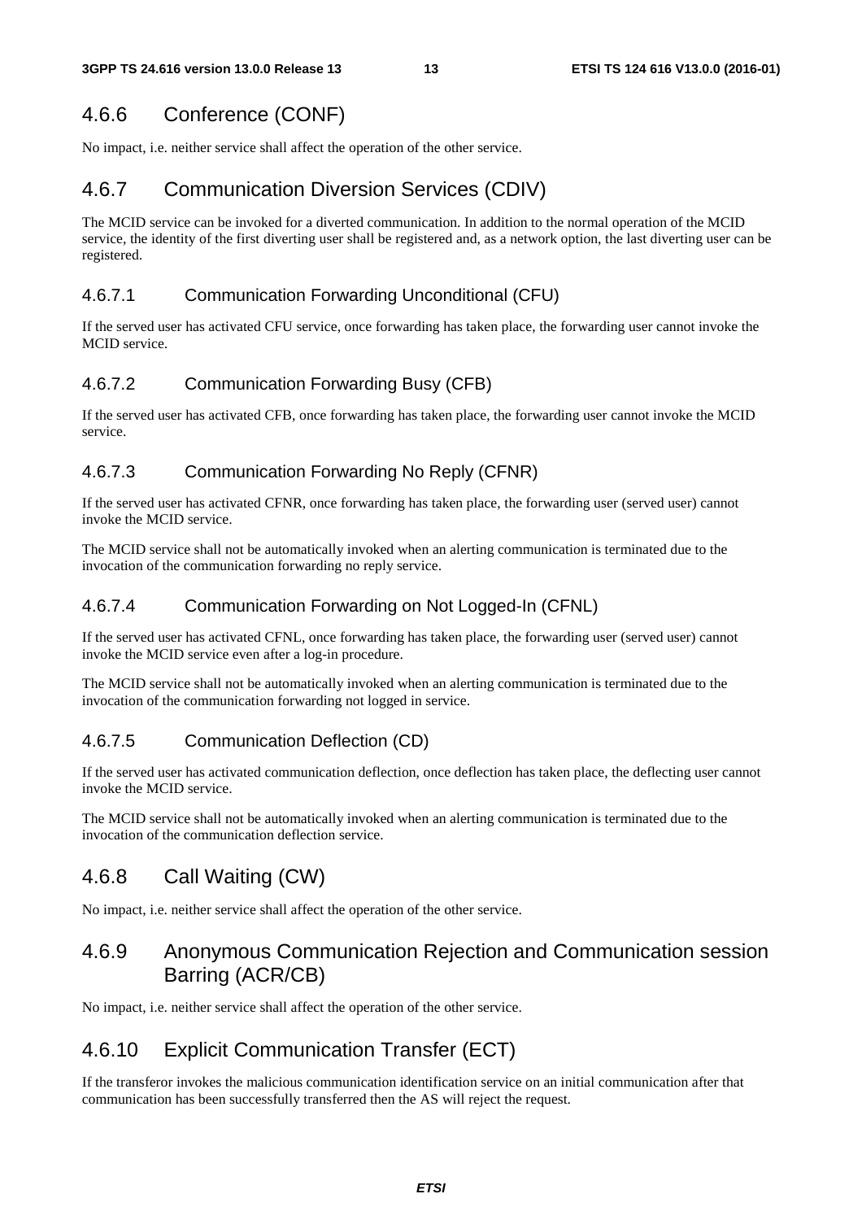### 4.6.6 Conference (CONF)

No impact, i.e. neither service shall affect the operation of the other service.

### 4.6.7 Communication Diversion Services (CDIV)

The MCID service can be invoked for a diverted communication. In addition to the normal operation of the MCID service, the identity of the first diverting user shall be registered and, as a network option, the last diverting user can be registered.

#### 4.6.7.1 Communication Forwarding Unconditional (CFU)

If the served user has activated CFU service, once forwarding has taken place, the forwarding user cannot invoke the MCID service.

#### 4.6.7.2 Communication Forwarding Busy (CFB)

If the served user has activated CFB, once forwarding has taken place, the forwarding user cannot invoke the MCID service.

#### 4.6.7.3 Communication Forwarding No Reply (CFNR)

If the served user has activated CFNR, once forwarding has taken place, the forwarding user (served user) cannot invoke the MCID service.

The MCID service shall not be automatically invoked when an alerting communication is terminated due to the invocation of the communication forwarding no reply service.

#### 4.6.7.4 Communication Forwarding on Not Logged-In (CFNL)

If the served user has activated CFNL, once forwarding has taken place, the forwarding user (served user) cannot invoke the MCID service even after a log-in procedure.

The MCID service shall not be automatically invoked when an alerting communication is terminated due to the invocation of the communication forwarding not logged in service.

#### 4.6.7.5 Communication Deflection (CD)

If the served user has activated communication deflection, once deflection has taken place, the deflecting user cannot invoke the MCID service.

The MCID service shall not be automatically invoked when an alerting communication is terminated due to the invocation of the communication deflection service.

### 4.6.8 Call Waiting (CW)

No impact, i.e. neither service shall affect the operation of the other service.

### 4.6.9 Anonymous Communication Rejection and Communication session Barring (ACR/CB)

No impact, i.e. neither service shall affect the operation of the other service.

### 4.6.10 Explicit Communication Transfer (ECT)

If the transferor invokes the malicious communication identification service on an initial communication after that communication has been successfully transferred then the AS will reject the request.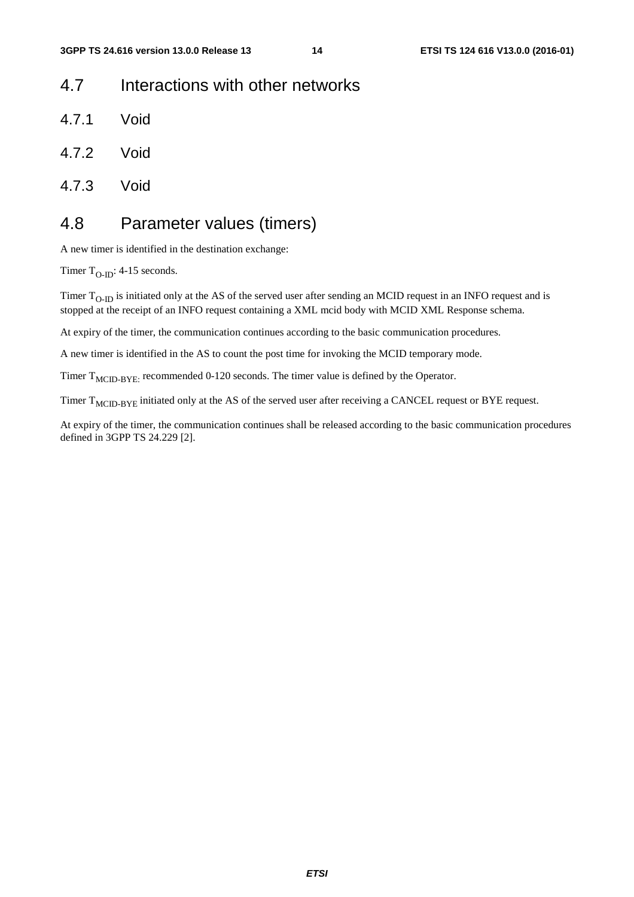## 4.7 Interactions with other networks

### 4.7.1 Void

### 4.7.2 Void

### 4.7.3 Void

## 4.8 Parameter values (timers)

A new timer is identified in the destination exchange:

Timer $T_{O-ID}$: 4-15 seconds.

Timer $T_{O-ID}$ is initiated only at the AS of the served user after sending an MCID request in an INFO request and is stopped at the receipt of an INFO request containing a XML mcid body with MCID XML Response schema.

At expiry of the timer, the communication continues according to the basic communication procedures.

A new timer is identified in the AS to count the post time for invoking the MCID temporary mode.

Timer $T_{MCID-BYE:}$ recommended 0-120 seconds. The timer value is defined by the Operator.

Timer $T_{MCID-BYE}$ initiated only at the AS of the served user after receiving a CANCEL request or BYE request.

At expiry of the timer, the communication continues shall be released according to the basic communication procedures defined in 3GPP TS 24.229 [2].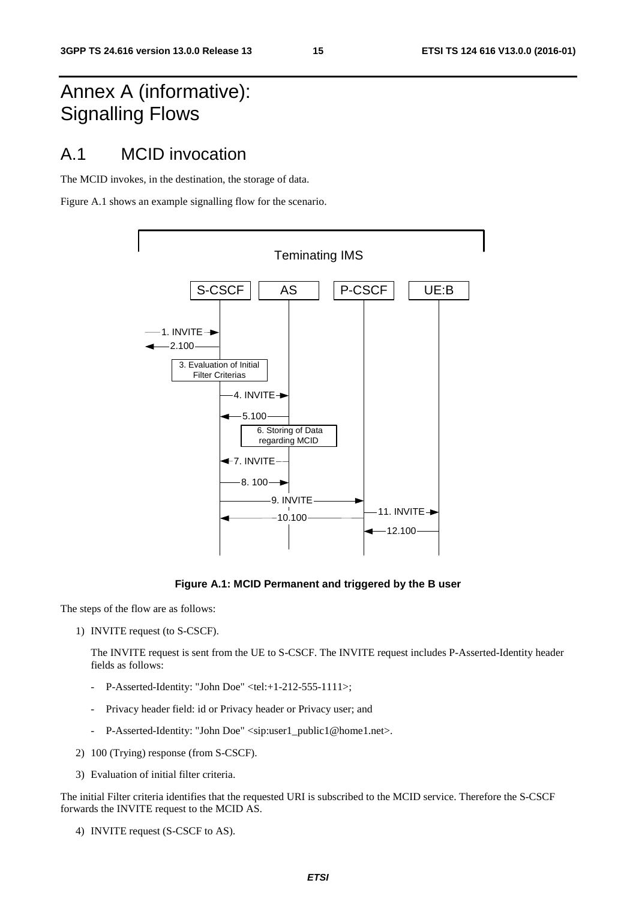# Annex A (informative): Signalling Flows

## A.1 MCID invocation

The MCID invokes, in the destination, the storage of data.

Figure A.1 shows an example signalling flow for the scenario.

**Figure A.1: MCID Permanent and triggered by the B user**

The steps of the flow are as follows:

1) INVITE request (to S-CSCF).

   The INVITE request is sent from the UE to S-CSCF. The INVITE request includes P-Asserted-Identity header fields as follows:

   - P-Asserted-Identity: "John Doe" <tel:+1-212-555-1111>;
   - Privacy header field: id or Privacy header or Privacy user; and
   - P-Asserted-Identity: "John Doe" <sip:user1_public1@home1.net>.

2) 100 (Trying) response (from S-CSCF).

3) Evaluation of initial filter criteria.

The initial Filter criteria identifies that the requested URI is subscribed to the MCID service. Therefore the S-CSCF forwards the INVITE request to the MCID AS.

4) INVITE request (S-CSCF to AS).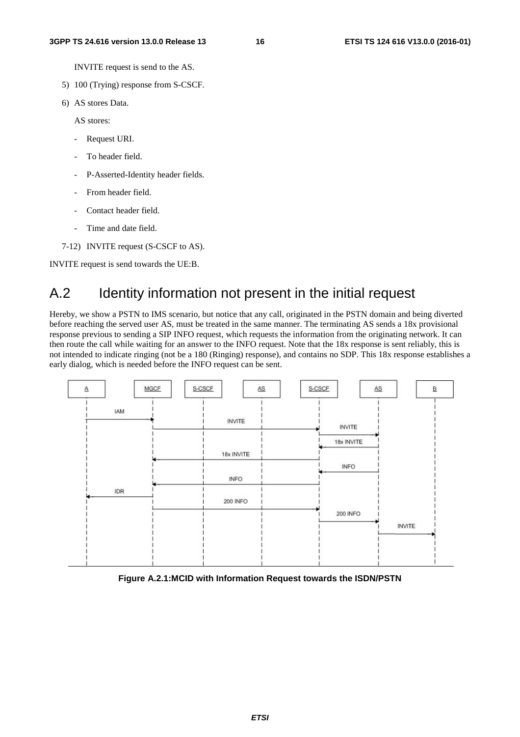INVITE request is send to the AS.

5) 100 (Trying) response from S-CSCF.

6) AS stores Data.

   AS stores:

   - Request URI.

   - To header field.

   - P-Asserted-Identity header fields.

   - From header field.

   - Contact header field.

   - Time and date field.

7-12) INVITE request (S-CSCF to AS).

INVITE request is send towards the UE:B.

# A.2 Identity information not present in the initial request

Hereby, we show a PSTN to IMS scenario, but notice that any call, originated in the PSTN domain and being diverted before reaching the served user AS, must be treated in the same manner. The terminating AS sends a 18x provisional response previous to sending a SIP INFO request, which requests the information from the originating network. It can then route the call while waiting for an answer to the INFO request. Note that the 18x response is sent reliably, this is not intended to indicate ringing (not be a 180 (Ringing) response), and contains no SDP. This 18x response establishes a early dialog, which is needed before the INFO request can be sent.

**Figure A.2.1:MCID with Information Request towards the ISDN/PSTN**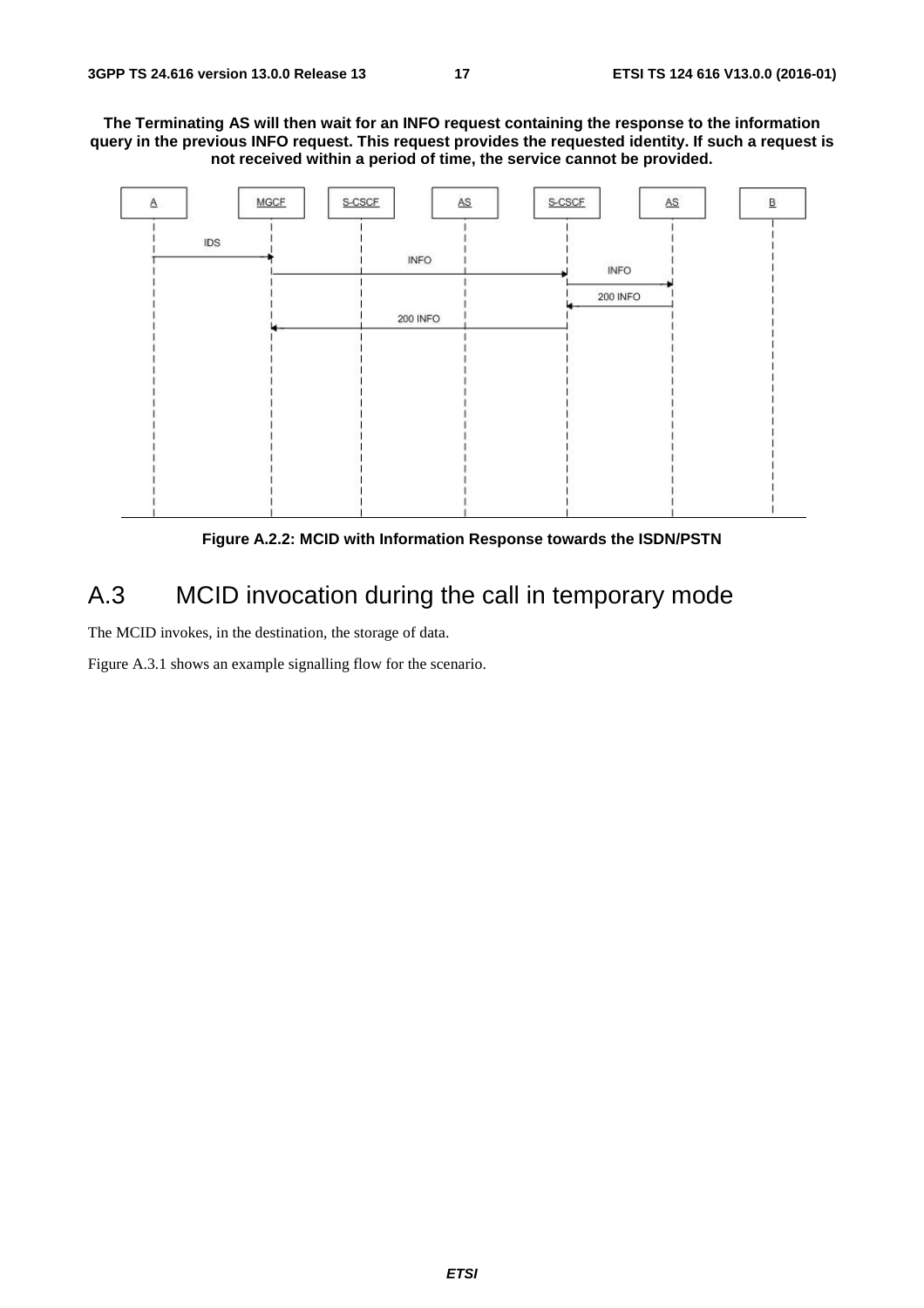**The Terminating AS will then wait for an INFO request containing the response to the information query in the previous INFO request. This request provides the requested identity. If such a request is not received within a period of time, the service cannot be provided.**

**Figure A.2.2: MCID with Information Response towards the ISDN/PSTN**

# A.3 MCID invocation during the call in temporary mode

The MCID invokes, in the destination, the storage of data.

Figure A.3.1 shows an example signalling flow for the scenario.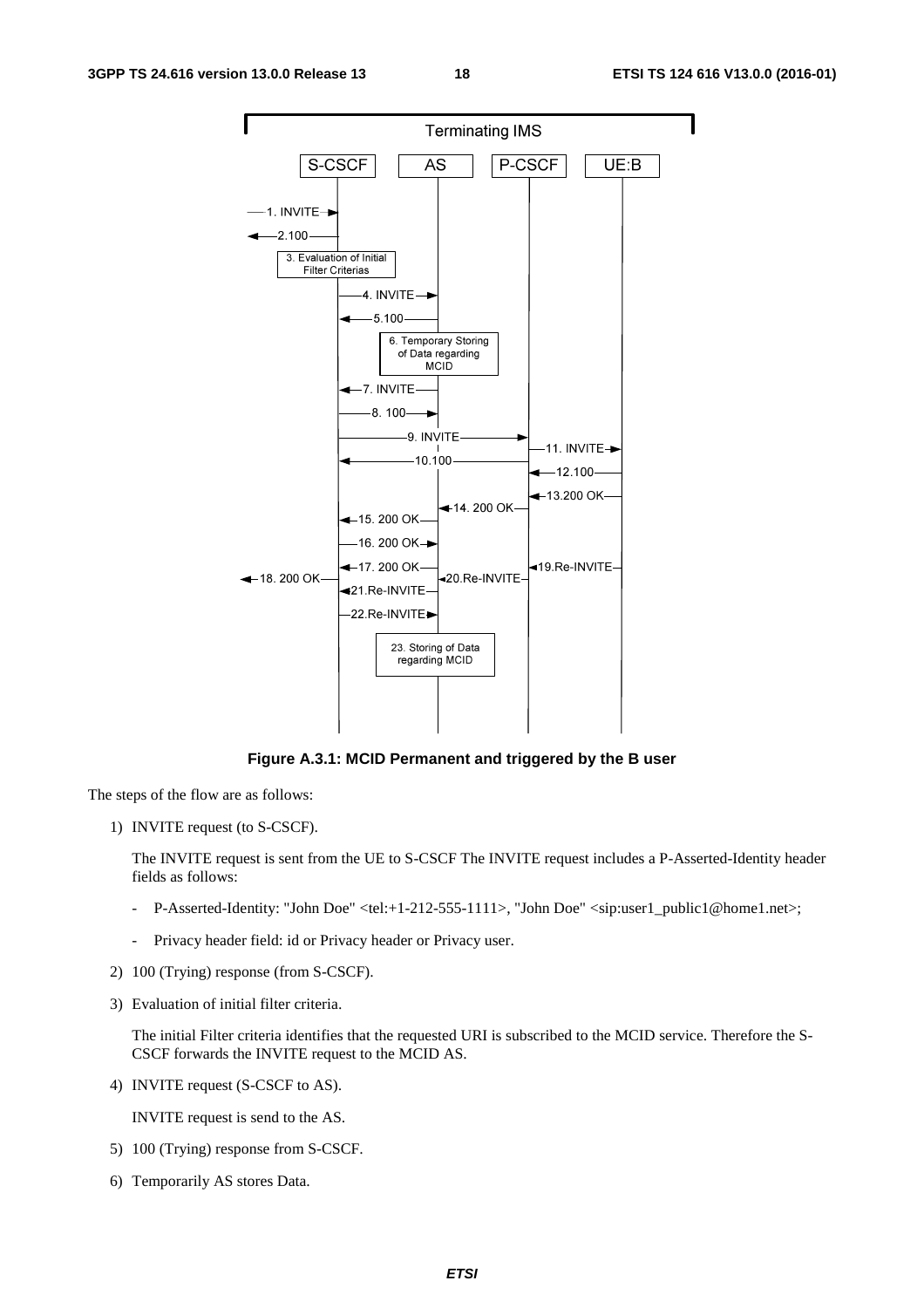**Figure A.3.1: MCID Permanent and triggered by the B user**

The steps of the flow are as follows:

1) INVITE request (to S-CSCF).

   The INVITE request is sent from the UE to S-CSCF The INVITE request includes a P-Asserted-Identity header fields as follows:

   - P-Asserted-Identity: "John Doe" <tel:+1-212-555-1111>, "John Doe" <sip:user1_public1@home1.net>;
   - Privacy header field: id or Privacy header or Privacy user.

2) 100 (Trying) response (from S-CSCF).

3) Evaluation of initial filter criteria.

   The initial Filter criteria identifies that the requested URI is subscribed to the MCID service. Therefore the S-CSCF forwards the INVITE request to the MCID AS.

4) INVITE request (S-CSCF to AS).

   INVITE request is send to the AS.

5) 100 (Trying) response from S-CSCF.

6) Temporarily AS stores Data.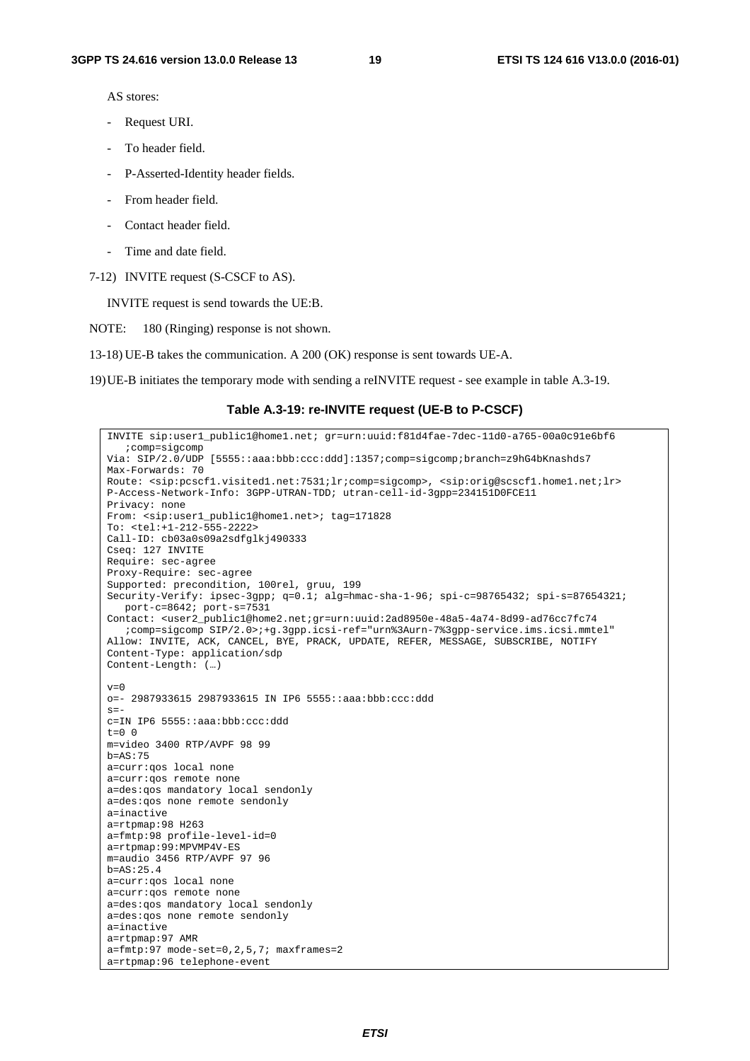AS stores:

- Request URI.
- To header field.
- P-Asserted-Identity header fields.
- From header field.
- Contact header field.
- Time and date field.

7-12) INVITE request (S-CSCF to AS).

INVITE request is send towards the UE:B.

NOTE: 180 (Ringing) response is not shown.

13-18) UE-B takes the communication. A 200 (OK) response is sent towards UE-A.

19) UE-B initiates the temporary mode with sending a reINVITE request - see example in table A.3-19.

**Table A.3-19: re-INVITE request (UE-B to P-CSCF)**

```
INVITE sip:user1_public1@home1.net; gr=urn:uuid:f81d4fae-7dec-11d0-a765-00a0c91e6bf6
   ;comp=sigcomp
Via: SIP/2.0/UDP [5555::aaa:bbb:ccc:ddd]:1357;comp=sigcomp;branch=z9hG4bKnashds7
Max-Forwards: 70
Route: <sip:pcscf1.visited1.net:7531;lr;comp=sigcomp>, <sip:orig@scscf1.home1.net;lr>
P-Access-Network-Info: 3GPP-UTRAN-TDD; utran-cell-id-3gpp=234151D0FCE11
Privacy: none
From: <sip:user1_public1@home1.net>; tag=171828
To: <tel:+1-212-555-2222>
Call-ID: cb03a0s09a2sdfglkj490333
Cseq: 127 INVITE
Require: sec-agree
Proxy-Require: sec-agree
Supported: precondition, 100rel, gruu, 199
Security-Verify: ipsec-3gpp; q=0.1; alg=hmac-sha-1-96; spi-c=98765432; spi-s=87654321;
   port-c=8642; port-s=7531
Contact: <user2_public1@home2.net;gr=urn:uuid:2ad8950e-48a5-4a74-8d99-ad76cc7fc74
   ;comp=sigcomp SIP/2.0>;+g.3gpp.icsi-ref="urn%3Aurn-7%3gpp-service.ims.icsi.mmtel"
Allow: INVITE, ACK, CANCEL, BYE, PRACK, UPDATE, REFER, MESSAGE, SUBSCRIBE, NOTIFY
Content-Type: application/sdp
Content-Length: (…)

v=0
o=- 2987933615 2987933615 IN IP6 5555::aaa:bbb:ccc:ddd
s=-
c=IN IP6 5555::aaa:bbb:ccc:ddd
t=0 0
m=video 3400 RTP/AVPF 98 99
b=AS:75
a=curr:qos local none
a=curr:qos remote none
a=des:qos mandatory local sendonly
a=des:qos none remote sendonly
a=inactive
a=rtpmap:98 H263
a=fmtp:98 profile-level-id=0
a=rtpmap:99:MPVMP4V-ES
m=audio 3456 RTP/AVPF 97 96
b=AS:25.4
a=curr:qos local none
a=curr:qos remote none
a=des:qos mandatory local sendonly
a=des:qos none remote sendonly
a=inactive
a=rtpmap:97 AMR
a=fmtp:97 mode-set=0,2,5,7; maxframes=2
a=rtpmap:96 telephone-event
```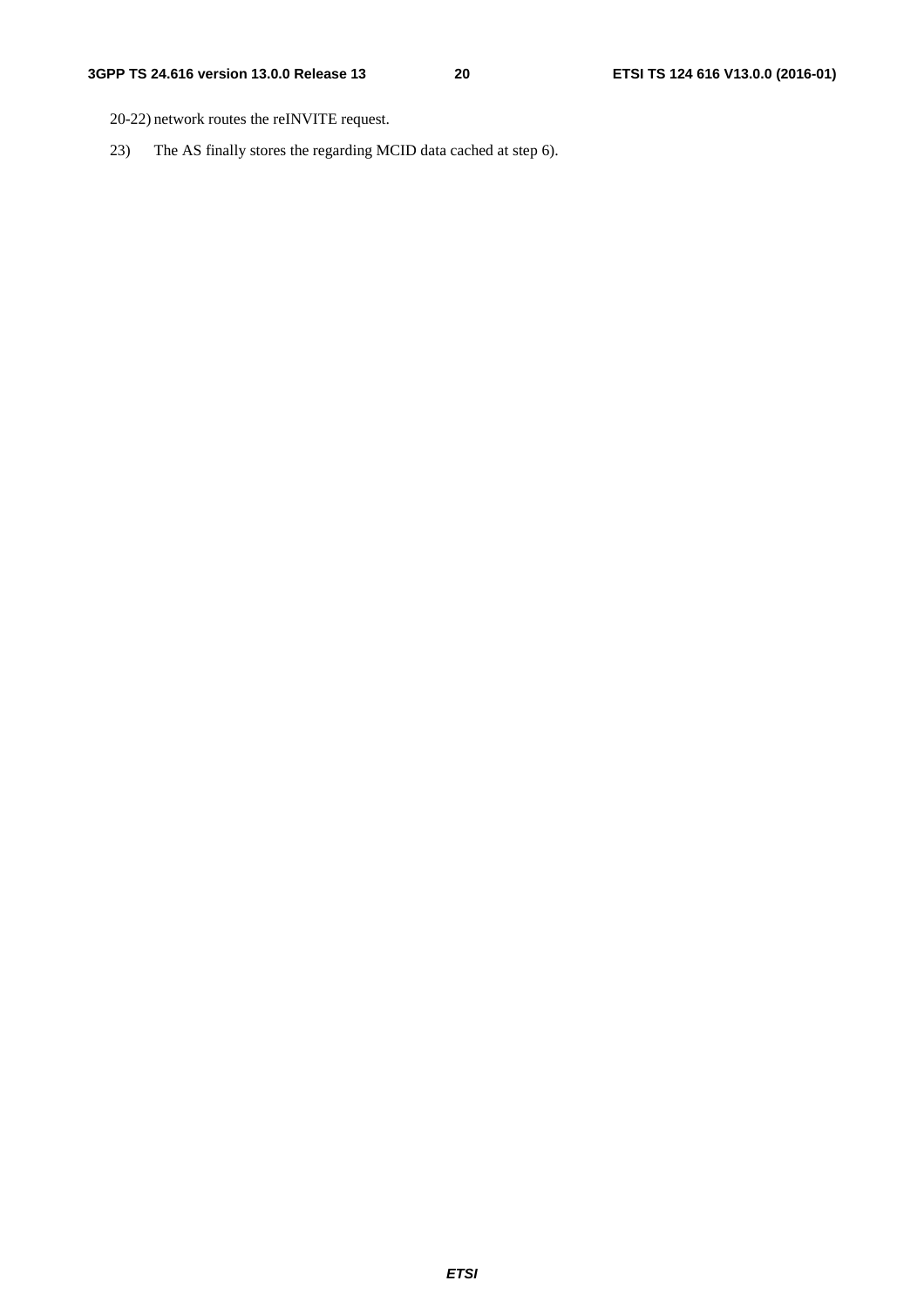20-22) network routes the reINVITE request.

23) The AS finally stores the regarding MCID data cached at step 6).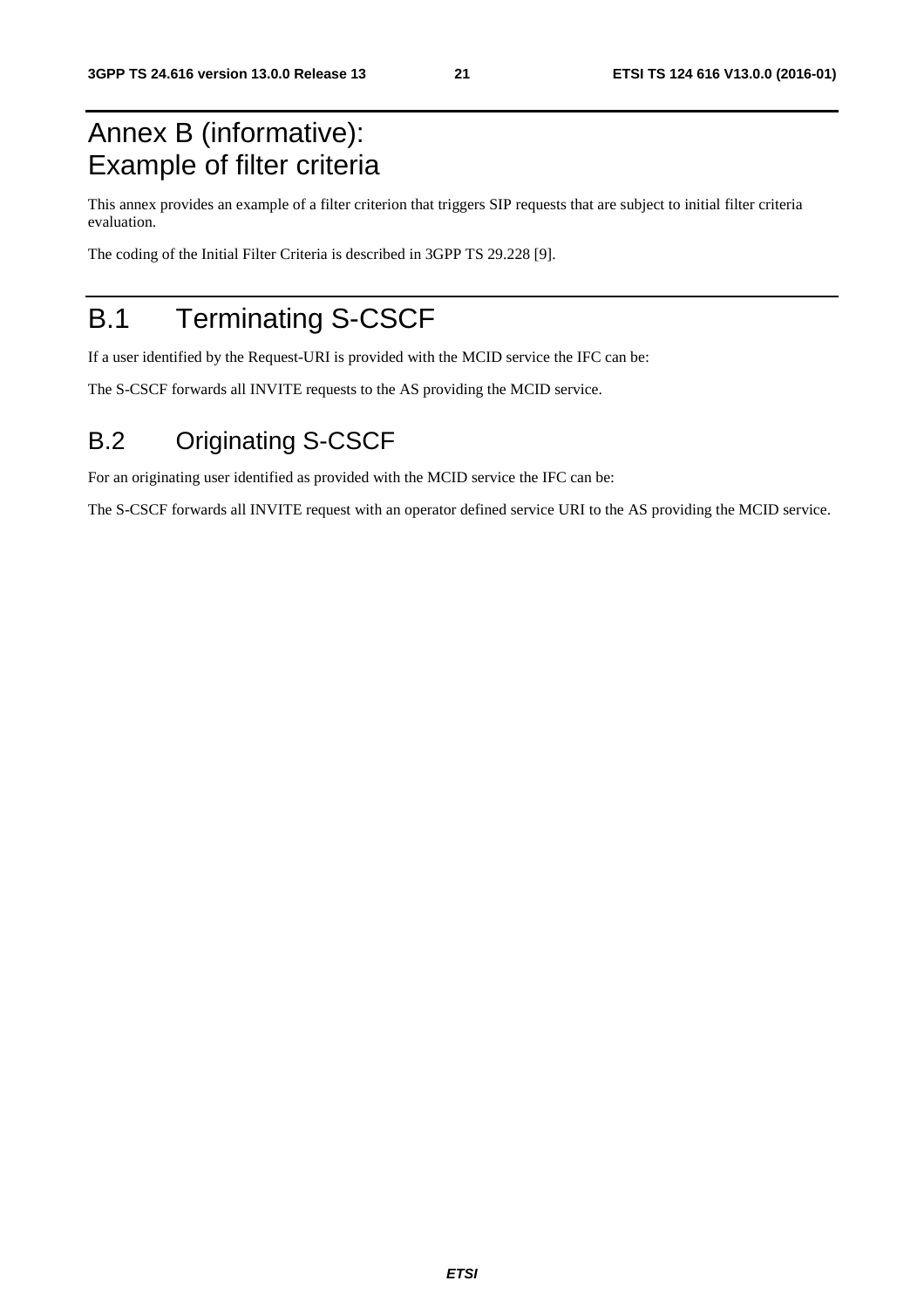# Annex B (informative): Example of filter criteria

This annex provides an example of a filter criterion that triggers SIP requests that are subject to initial filter criteria evaluation.

The coding of the Initial Filter Criteria is described in 3GPP TS 29.228 [9].

# B.1 Terminating S-CSCF

If a user identified by the Request-URI is provided with the MCID service the IFC can be:

The S-CSCF forwards all INVITE requests to the AS providing the MCID service.

## B.2 Originating S-CSCF

For an originating user identified as provided with the MCID service the IFC can be:

The S-CSCF forwards all INVITE request with an operator defined service URI to the AS providing the MCID service.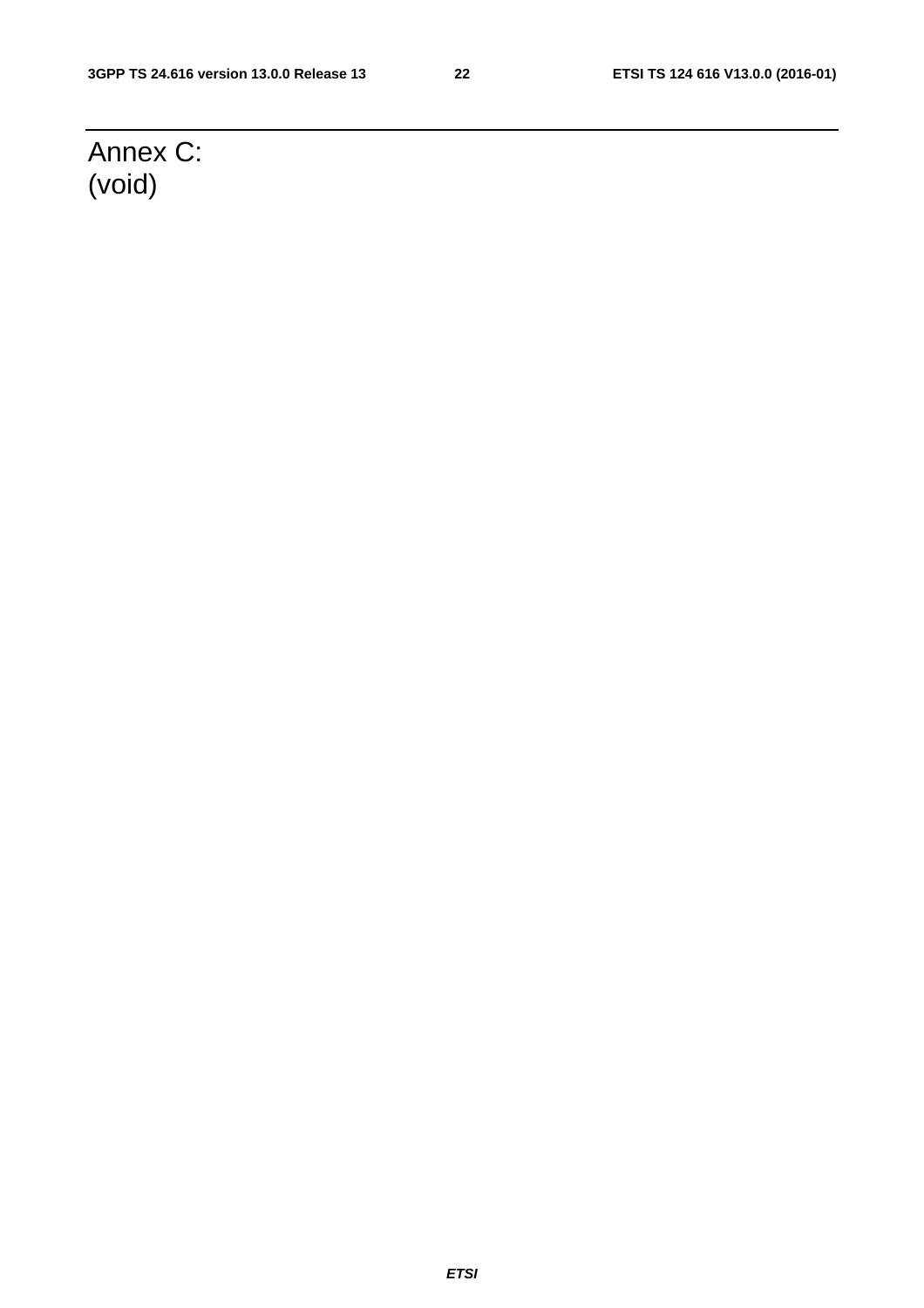# Annex C: (void)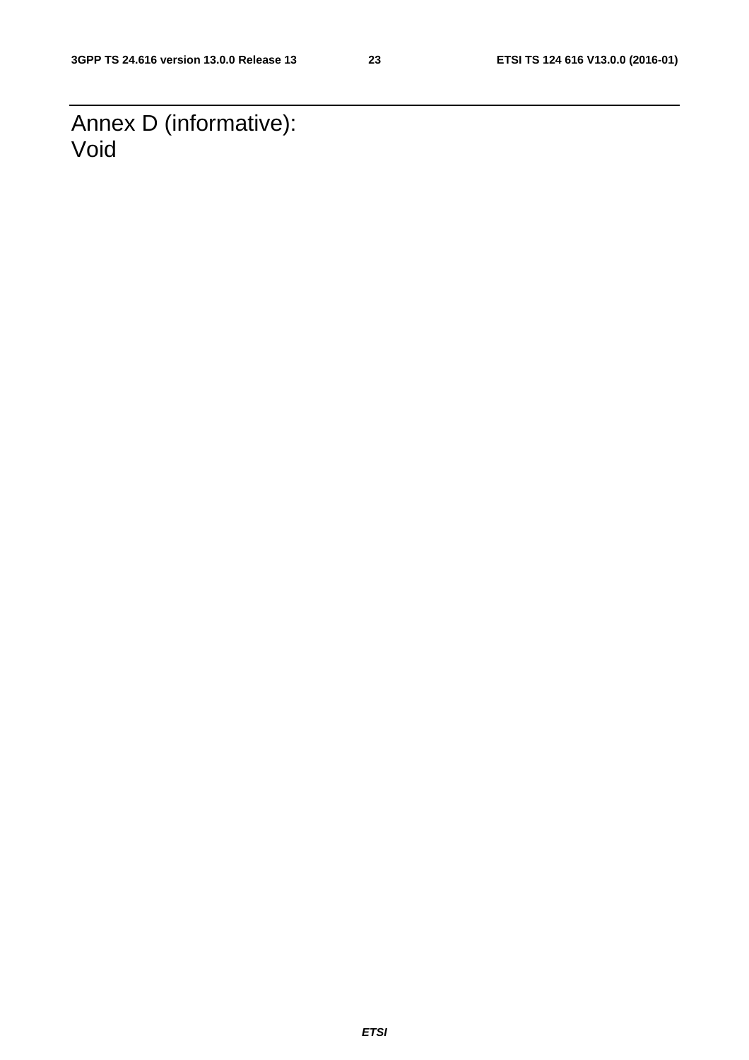# Annex D (informative): Void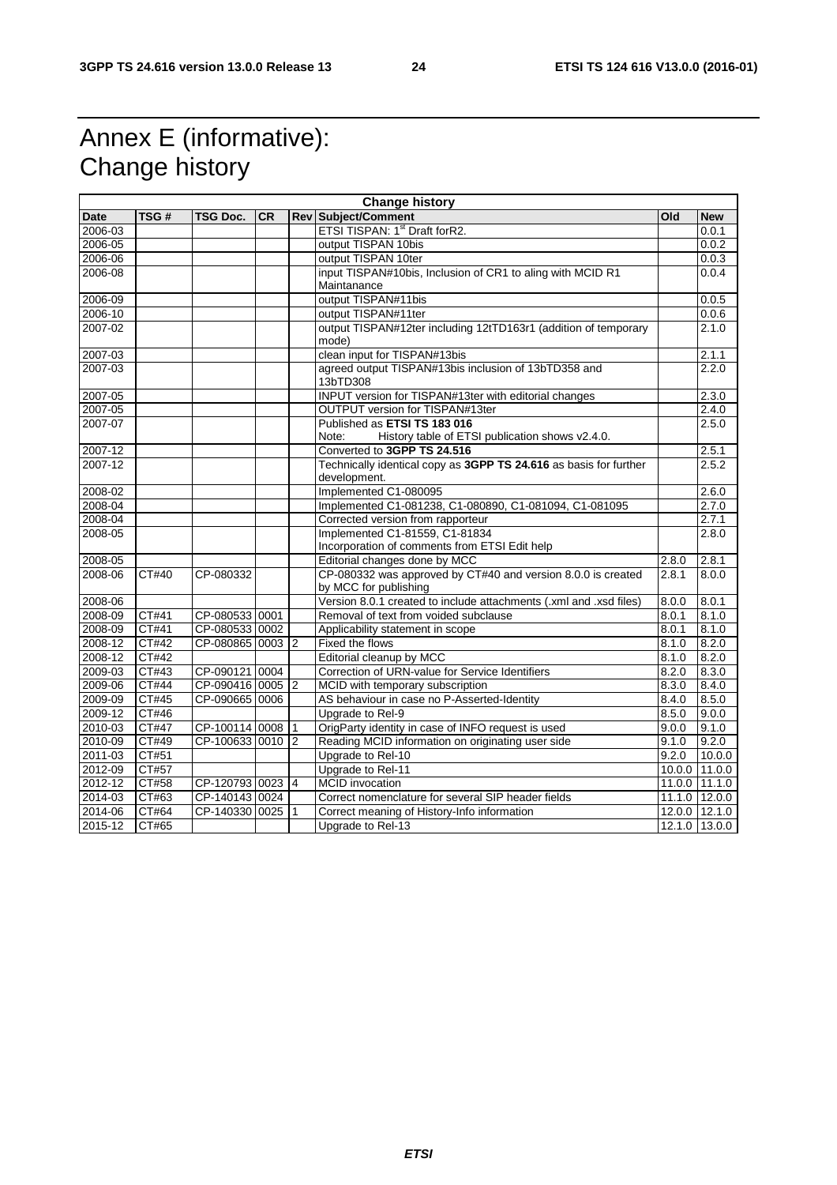# Annex E (informative): Change history

| Change history | | | | | | | |
|---|---|---|---|---|---|---|---|
| **Date** | **TSG #** | **TSG Doc.** | **CR** | **Rev** | **Subject/Comment** | **Old** | **New** |
| 2006-03 | | | | | ETSI TISPAN: 1st Draft forR2. | | 0.0.1 |
| 2006-05 | | | | | output TISPAN 10bis | | 0.0.2 |
| 2006-06 | | | | | output TISPAN 10ter | | 0.0.3 |
| 2006-08 | | | | | input TISPAN#10bis, Inclusion of CR1 to aling with MCID R1 Maintanance | | 0.0.4 |
| 2006-09 | | | | | output TISPAN#11bis | | 0.0.5 |
| 2006-10 | | | | | output TISPAN#11ter | | 0.0.6 |
| 2007-02 | | | | | output TISPAN#12ter including 12tTD163r1 (addition of temporary mode) | | 2.1.0 |
| 2007-03 | | | | | clean input for TISPAN#13bis | | 2.1.1 |
| 2007-03 | | | | | agreed output TISPAN#13bis inclusion of 13bTD358 and 13bTD308 | | 2.2.0 |
| 2007-05 | | | | | INPUT version for TISPAN#13ter with editorial changes | | 2.3.0 |
| 2007-05 | | | | | OUTPUT version for TISPAN#13ter | | 2.4.0 |
| 2007-07 | | | | | Published as **ETSI TS 183 016**<br>Note: History table of ETSI publication shows v2.4.0. | | 2.5.0 |
| 2007-12 | | | | | Converted to **3GPP TS 24.516** | | 2.5.1 |
| 2007-12 | | | | | Technically identical copy as **3GPP TS 24.616** as basis for further development. | | 2.5.2 |
| 2008-02 | | | | | Implemented C1-080095 | | 2.6.0 |
| 2008-04 | | | | | Implemented C1-081238, C1-080890, C1-081094, C1-081095 | | 2.7.0 |
| 2008-04 | | | | | Corrected version from rapporteur | | 2.7.1 |
| 2008-05 | | | | | Implemented C1-81559, C1-81834<br>Incorporation of comments from ETSI Edit help | | 2.8.0 |
| 2008-05 | | | | | Editorial changes done by MCC | 2.8.0 | 2.8.1 |
| 2008-06 | CT#40 | CP-080332 | | | CP-080332 was approved by CT#40 and version 8.0.0 is created by MCC for publishing | 2.8.1 | 8.0.0 |
| 2008-06 | | | | | Version 8.0.1 created to include attachments (.xml and .xsd files) | 8.0.0 | 8.0.1 |
| 2008-09 | CT#41 | CP-080533 | 0001 | | Removal of text from voided subclause | 8.0.1 | 8.1.0 |
| 2008-09 | CT#41 | CP-080533 | 0002 | | Applicability statement in scope | 8.0.1 | 8.1.0 |
| 2008-12 | CT#42 | CP-080865 | 0003 | 2 | Fixed the flows | 8.1.0 | 8.2.0 |
| 2008-12 | CT#42 | | | | Editorial cleanup by MCC | 8.1.0 | 8.2.0 |
| 2009-03 | CT#43 | CP-090121 | 0004 | | Correction of URN-value for Service Identifiers | 8.2.0 | 8.3.0 |
| 2009-06 | CT#44 | CP-090416 | 0005 | 2 | MCID with temporary subscription | 8.3.0 | 8.4.0 |
| 2009-09 | CT#45 | CP-090665 | 0006 | | AS behaviour in case no P-Asserted-Identity | 8.4.0 | 8.5.0 |
| 2009-12 | CT#46 | | | | Upgrade to Rel-9 | 8.5.0 | 9.0.0 |
| 2010-03 | CT#47 | CP-100114 | 0008 | 1 | OrigParty identity in case of INFO request is used | 9.0.0 | 9.1.0 |
| 2010-09 | CT#49 | CP-100633 | 0010 | 2 | Reading MCID information on originating user side | 9.1.0 | 9.2.0 |
| 2011-03 | CT#51 | | | | Upgrade to Rel-10 | 9.2.0 | 10.0.0 |
| 2012-09 | CT#57 | | | | Upgrade to Rel-11 | 10.0.0 | 11.0.0 |
| 2012-12 | CT#58 | CP-120793 | 0023 | 4 | MCID invocation | 11.0.0 | 11.1.0 |
| 2014-03 | CT#63 | CP-140143 | 0024 | | Correct nomenclature for several SIP header fields | 11.1.0 | 12.0.0 |
| 2014-06 | CT#64 | CP-140330 | 0025 | 1 | Correct meaning of History-Info information | 12.0.0 | 12.1.0 |
| 2015-12 | CT#65 | | | | Upgrade to Rel-13 | 12.1.0 | 13.0.0 |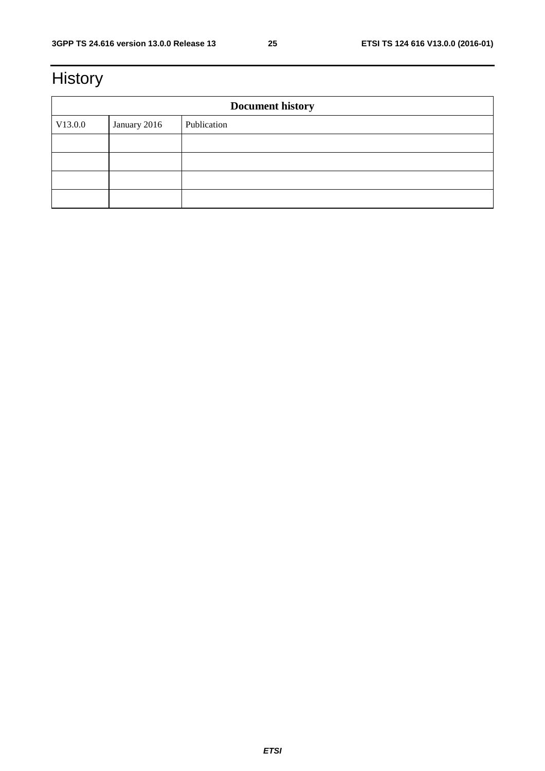# History

| Document history | | |
|---|---|---|
| V13.0.0 | January 2016 | Publication |
| | | |
| | | |
| | | |
| | | |